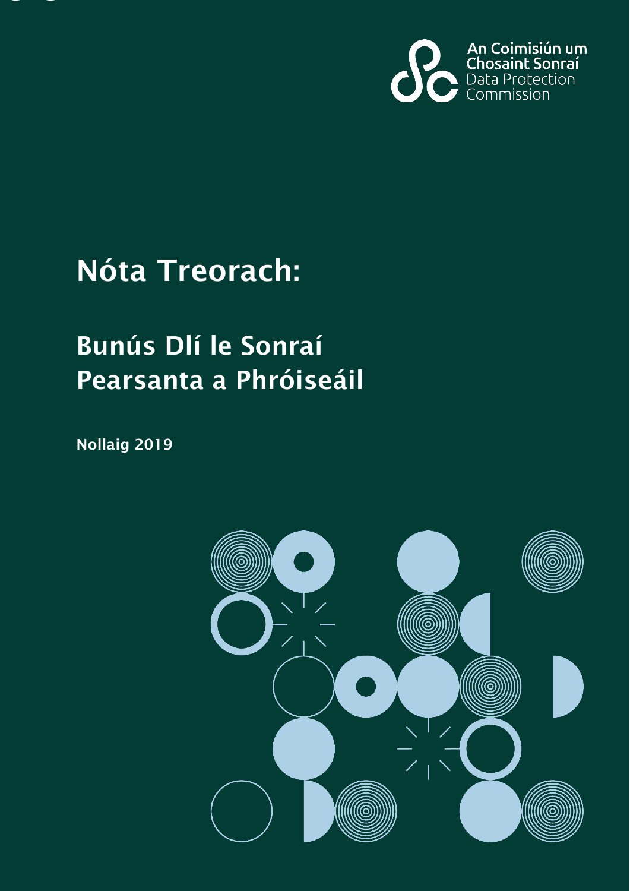An Coimisiún um Chosaint Sonraí
Data Protection Commission

# Nóta Treorach:

## Bunús Dlí le Sonraí Pearsanta a Phróiseáil

**Nollaig 2019**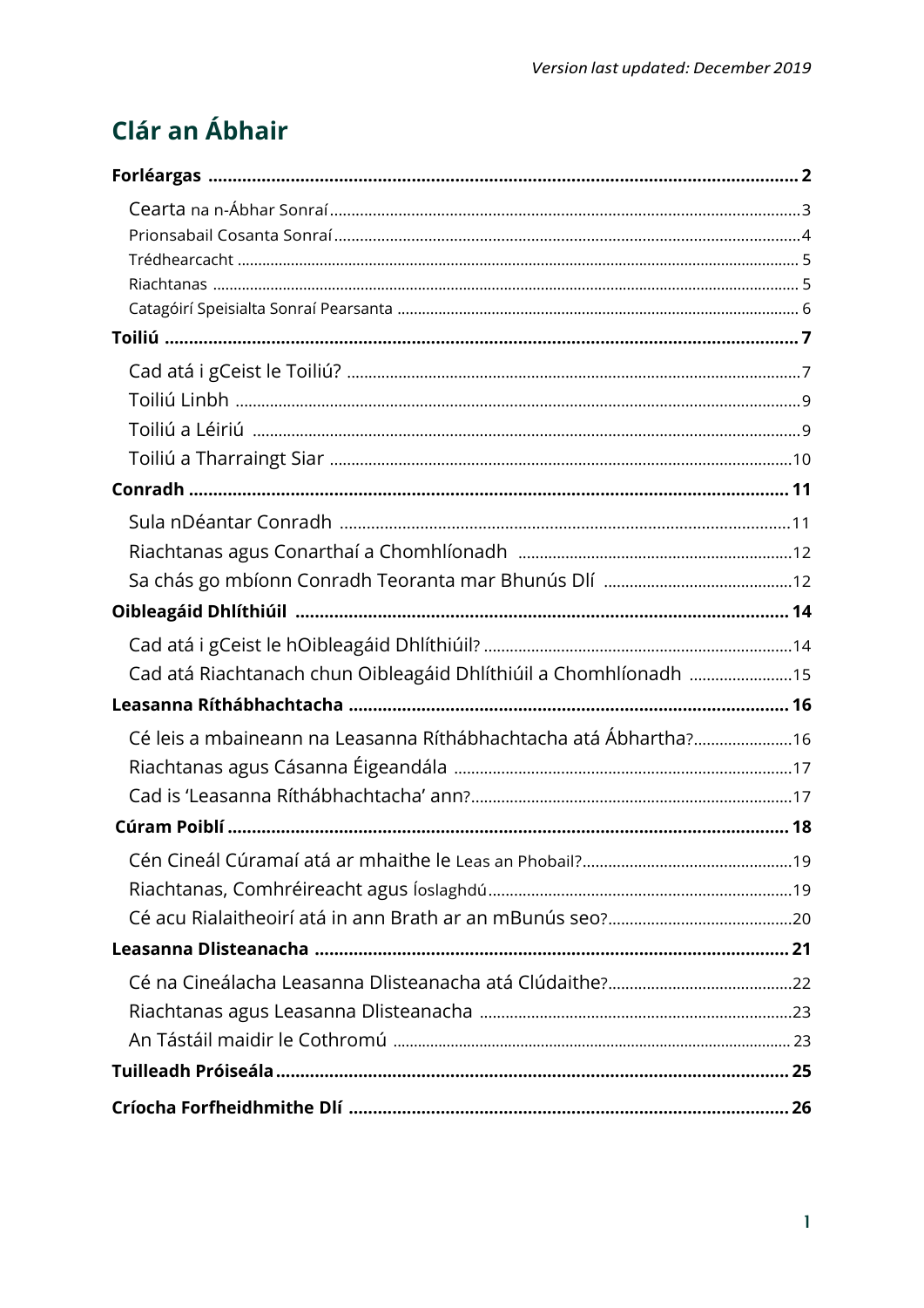*Version last updated: December 2019*

# Clár an Ábhair

**Forléargas** .......... **2**

- Cearta na n-Ábhar Sonraí .......... 3
- Prionsabail Cosanta Sonraí .......... 4
- Trédhearcacht .......... 5
- Riachtanas .......... 5
- Catagóirí Speisialta Sonraí Pearsanta .......... 6

**Toiliú** .......... **7**

- Cad atá i gCeist le Toiliú? .......... 7
- Toiliú Linbh .......... 9
- Toiliú a Léiriú .......... 9
- Toiliú a Tharraingt Siar .......... 10

**Conradh** .......... **11**

- Sula nDéantar Conradh .......... 11
- Riachtanas agus Conarthaí a Chomhlíonadh .......... 12
- Sa chás go mbíonn Conradh Teoranta mar Bhunús Dlí .......... 12

**Oibleagáid Dhlíthiúil** .......... **14**

- Cad atá i gCeist le hOibleagáid Dhlíthiúil? .......... 14
- Cad atá Riachtanach chun Oibleagáid Dhlíthiúil a Chomhlíonadh .......... 15

**Leasanna Ríthábhachtacha** .......... **16**

- Cé leis a mbaineann na Leasanna Ríthábhachtacha atá Ábhartha? .......... 16
- Riachtanas agus Cásanna Éigeandála .......... 17
- Cad is 'Leasanna Ríthábhachtacha' ann? .......... 17

**Cúram Poiblí** .......... **18**

- Cén Cineál Cúramaí atá ar mhaithe le Leas an Phobail? .......... 19
- Riachtanas, Comhréireacht agus Íoslaghdú .......... 19
- Cé acu Rialaitheoirí atá in ann Brath ar an mBunús seo? .......... 20

**Leasanna Dlisteanacha** .......... **21**

- Cé na Cineálacha Leasanna Dlisteanacha atá Clúdaithe? .......... 22
- Riachtanas agus Leasanna Dlisteanacha .......... 23
- An Tástáil maidir le Cothromú .......... 23

**Tuilleadh Próiseála** .......... **25**

**Críocha Forfheidhmithe Dlí** .......... **26**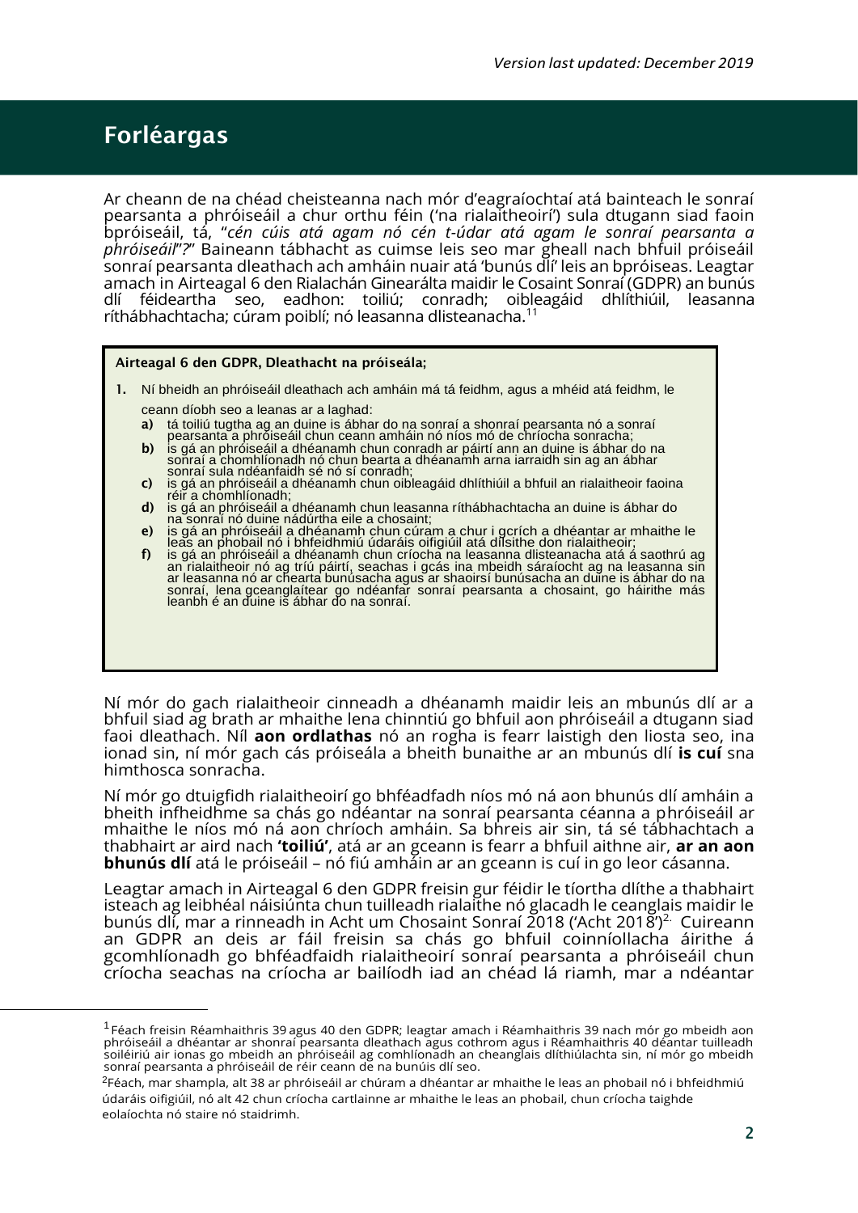## Forléargas

Ar cheann de na chéad cheisteanna nach mór d'eagraíochtaí atá bainteach le sonraí pearsanta a phróiseáil a chur orthu féin ('na rialaitheoirí') sula dtugann siad faoin bpróiseáil, tá, "*cén cúis atá agam nó cén t-údar atá agam le sonraí pearsanta a phróiseáil*"*?*" Baineann tábhacht as cuimse leis seo mar gheall nach bhfuil próiseáil sonraí pearsanta dleathach ach amháin nuair atá 'bunús dlí' leis an bpróiseas. Leagtar amach in Airteagal 6 den Rialachán Ginearálta maidir le Cosaint Sonraí (GDPR) an bunús dlí féideartha seo, eadhon: toiliú; conradh; oibleagáid dhlíthiúil, leasanna ríthábhachtacha; cúram poiblí; nó leasanna dlisteanacha.[1]

**Airteagal 6 den GDPR, Dleathacht na próiseála;**

1. Ní bheidh an phróiseáil dleathach ach amháin má tá feidhm, agus a mhéid atá feidhm, le ceann díobh seo a leanas ar a laghad:
   - **a)** tá toiliú tugtha ag an duine is ábhar do na sonraí a shonraí pearsanta nó a sonraí pearsanta a phróiseáil chun ceann amháin nó níos mó de chríocha sonracha;
   - **b)** is gá an phróiseáil a dhéanamh chun conradh ar páirtí ann an duine is ábhar do na sonraí a chomhlíonadh nó chun bearta a dhéanamh arna iarraidh sin ag an ábhar sonraí sula ndéanfaidh sé nó sí conradh;
   - **c)** is gá an phróiseáil a dhéanamh chun oibleagáid dhlíthiúil a bhfuil an rialaitheoir faoina réir a chomhlíonadh;
   - **d)** is gá an phróiseáil a dhéanamh chun leasanna ríthábhachtacha an duine is ábhar do na sonraí nó duine nádúrtha eile a chosaint;
   - **e)** is gá an phróiseáil a dhéanamh chun cúram a chur i gcrích a dhéantar ar mhaithe le leas an phobail nó i bhfeidhmiú údaráis oifigiúil atá dílsithe don rialaitheoir;
   - **f)** is gá an phróiseáil a dhéanamh chun críocha na leasanna dlisteanacha atá á saothrú ag an rialaitheoir nó ag tríú páirtí, seachas i gcás ina mbeidh sáraíocht ag na leasanna sin ar leasanna nó ar chearta bunúsacha agus ar shaoirsí bunúsacha an duine is ábhar do na sonraí, lena gceanglaítear go ndéanfar sonraí pearsanta a chosaint, go háirithe más leanbh é an duine is ábhar do na sonraí.

Ní mór do gach rialaitheoir cinneadh a dhéanamh maidir leis an mbunús dlí ar a bhfuil siad ag brath ar mhaithe lena chinntiú go bhfuil aon phróiseáil a dtugann siad faoi dleathach. Níl **aon ordlathas** nó an rogha is fearr laistigh den liosta seo, ina ionad sin, ní mór gach cás próiseála a bheith bunaithe ar an mbunús dlí **is cuí** sna himthosca sonracha.

Ní mór go dtuigfidh rialaitheoirí go bhféadfadh níos mó ná aon bhunús dlí amháin a bheith infheidhme sa chás go ndéantar na sonraí pearsanta céanna a phróiseáil ar mhaithe le níos mó ná aon chríoch amháin. Sa bhreis air sin, tá sé tábhachtach a thabhairt ar aird nach **'toiliú'**, atá ar an gceann is fearr a bhfuil aithne air, **ar an aon bhunús dlí** atá le próiseáil – nó fiú amháin ar an gceann is cuí in go leor cásanna.

Leagtar amach in Airteagal 6 den GDPR freisin gur féidir le tíortha dlíthe a thabhairt isteach ag leibhéal náisiúnta chun tuilleadh rialaithe nó glacadh le ceanglais maidir le bunús dlí, mar a rinneadh in Acht um Chosaint Sonraí 2018 ('Acht 2018')[2]. Cuireann an GDPR an deis ar fáil freisin sa chás go bhfuil coinníollacha áirithe á gcomhlíonadh go bhféadfaidh rialaitheoirí sonraí pearsanta a phróiseáil chun críocha seachas na críocha ar bailíodh iad an chéad lá riamh, mar a ndéantar

---

[1] Féach freisin Réamhaithris 39 agus 40 den GDPR; leagtar amach i Réamhaithris 39 nach mór go mbeidh aon phróiseáil a dhéantar ar shonraí pearsanta dleathach agus cothrom agus i Réamhaithris 40 déantar tuilleadh soiléiriú air ionas go mbeidh an phróiseáil ag comhlíonadh an cheanglais dlíthiúlachta sin, ní mór go mbeidh sonraí pearsanta a phróiseáil de réir ceann de na bunúis dlí seo.

[2] Féach, mar shampla, alt 38 ar phróiseáil ar chúram a dhéantar ar mhaithe le leas an phobail nó i bhfeidhmiú údaráis oifigiúil, nó alt 42 chun críocha cartlainne ar mhaithe le leas an phobail, chun críocha taighde eolaíochta nó staire nó staidrimh.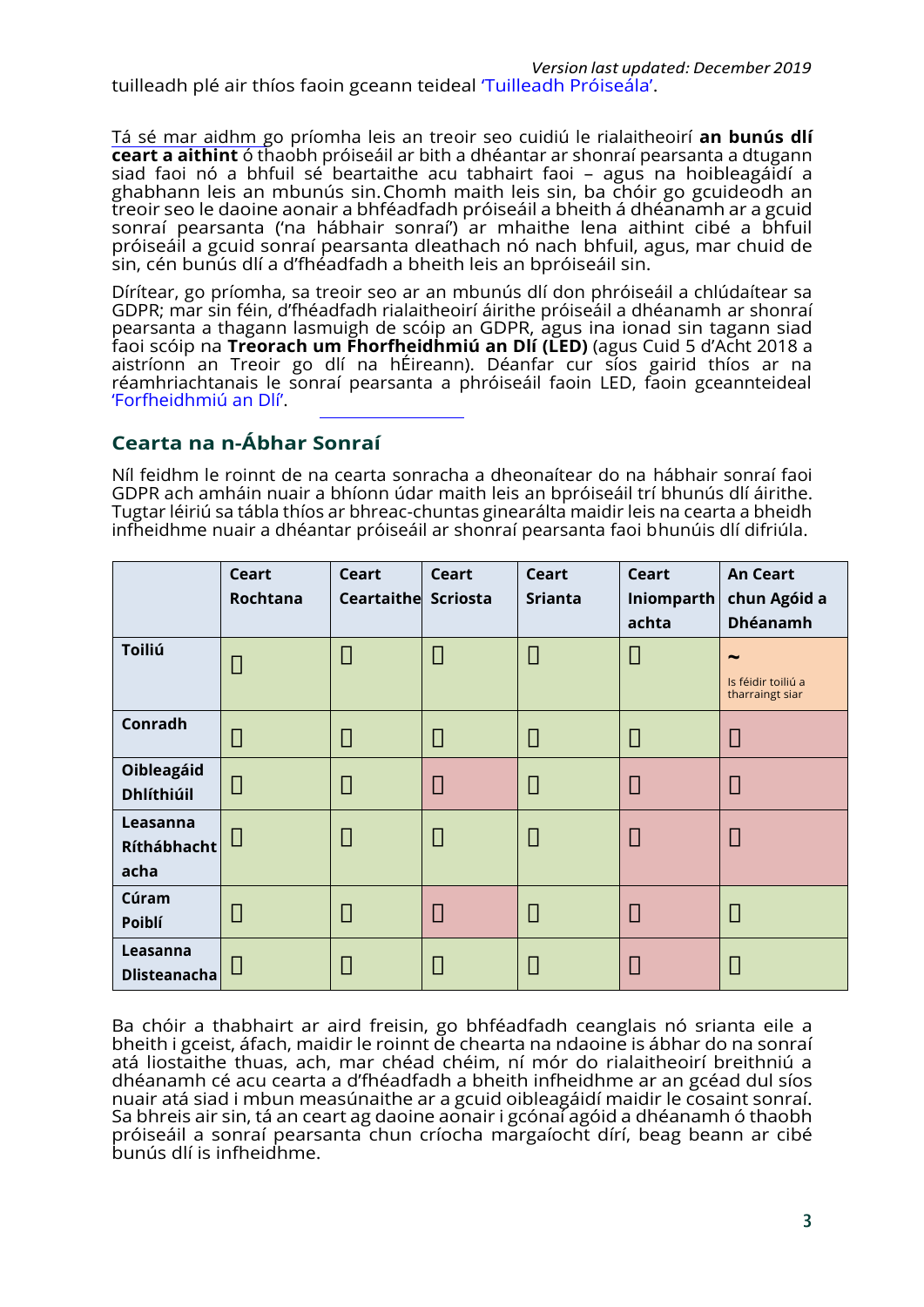tuilleadh plé air thíos faoin gceann teideal 'Tuilleadh Próiseála'.

Tá sé mar aidhm go príomha leis an treoir seo cuidiú le rialaitheoirí **an bunús dlí ceart a aithint** ó thaobh próiseáil ar bith a dhéantar ar shonraí pearsanta a dtugann siad faoi nó a bhfuil sé beartaithe acu tabhairt faoi – agus na hoibleagáidí a ghabhann leis an mbunús sin. Chomh maith leis sin, ba chóir go gcuideodh an treoir seo le daoine aonair a bhféadfadh próiseáil a bheith á dhéanamh ar a gcuid sonraí pearsanta ('na hábhair sonraí') ar mhaithe lena aithint cibé a bhfuil próiseáil a gcuid sonraí pearsanta dleathach nó nach bhfuil, agus, mar chuid de sin, cén bunús dlí a d'fhéadfadh a bheith leis an bpróiseáil sin.

Dírítear, go príomha, sa treoir seo ar an mbunús dlí don phróiseáil a chlúdaítear sa GDPR; mar sin féin, d'fhéadfadh rialaitheoirí áirithe próiseáil a dhéanamh ar shonraí pearsanta a thagann lasmuigh de scóip an GDPR, agus ina ionad sin tagann siad faoi scóip na **Treorach um Fhorfheidhmiú an Dlí (LED)** (agus Cuid 5 d'Acht 2018 a aistríonn an Treoir go dlí na hÉireann). Déanfar cur síos gairid thíos ar na réamhriachtanais le sonraí pearsanta a phróiseáil faoin LED, faoin gceannteideal 'Forfheidhmiú an Dlí'.

## Cearta na n-Ábhar Sonraí

Níl feidhm le roinnt de na cearta sonracha a dheonaítear do na hábhair sonraí faoi GDPR ach amháin nuair a bhíonn údar maith leis an bpróiseáil trí bhunús dlí áirithe. Tugtar léiriú sa tábla thíos ar bhreac-chuntas ginearálta maidir leis na cearta a bheidh infheidhme nuair a dhéantar próiseáil ar shonraí pearsanta faoi bhunúis dlí difriúla.

| | Ceart Rochtana | Ceart Ceartaithe | Ceart Scriosta | Ceart Srianta | Ceart Iniompartha achta | An Ceart chun Agóid a Dhéanamh |
|---|---|---|---|---|---|---|
| **Toiliú** | □ | □ | □ | □ | □ | ~ Is féidir toiliú a tharraingt siar |
| **Conradh** | □ | □ | □ | □ | □ | □ |
| **Oibleagáid Dhlíthiúil** | □ | □ | □ | □ | □ | □ |
| **Leasanna Ríthábhachtacha** | □ | □ | □ | □ | □ | □ |
| **Cúram Poiblí** | □ | □ | □ | □ | □ | □ |
| **Leasanna Dlisteanacha** | □ | □ | □ | □ | □ | □ |

Ba chóir a thabhairt ar aird freisin, go bhféadfadh ceanglais nó srianta eile a bheith i gceist, áfach, maidir le roinnt de chearta na ndaoine is ábhar do na sonraí atá liostaithe thuas, ach, mar chéad chéim, ní mór do rialaitheoirí breithniú a dhéanamh cé acu cearta a d'fhéadfadh a bheith infheidhme ar an gcéad dul síos nuair atá siad i mbun measúnaithe ar a gcuid oibleagáidí maidir le cosaint sonraí. Sa bhreis air sin, tá an ceart ag daoine aonair i gcónaí agóid a dhéanamh ó thaobh próiseáil a sonraí pearsanta chun críocha margaíocht dírí, beag beann ar cibé bunús dlí is infheidhme.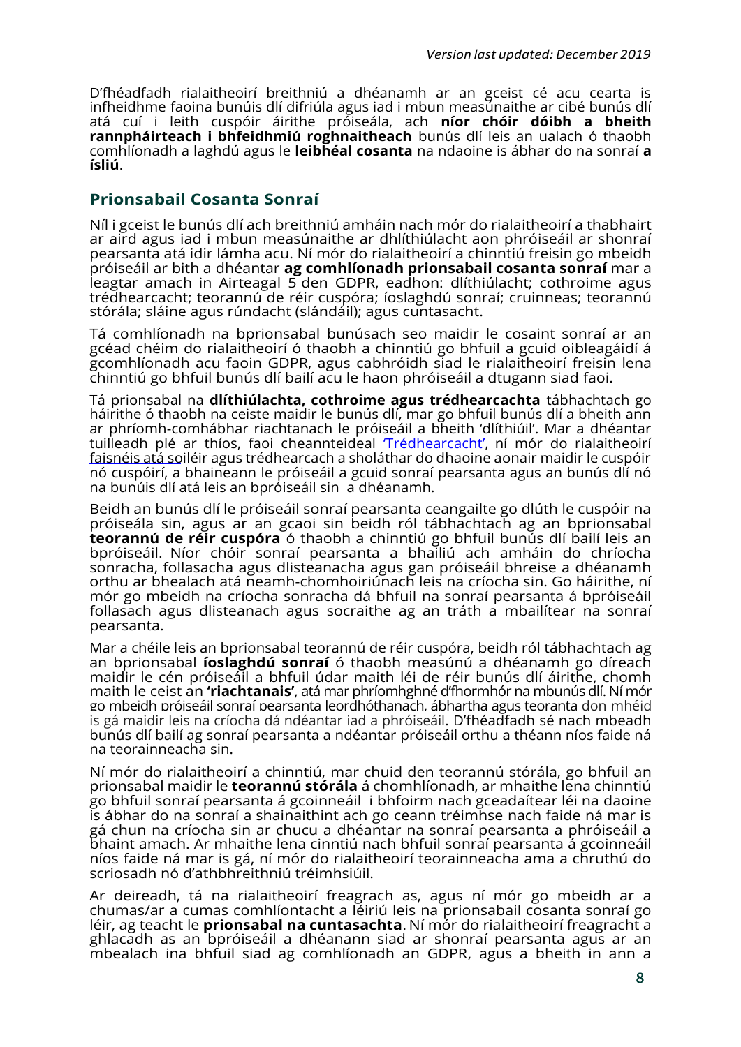D'fhéadfadh rialaitheoirí breithniú a dhéanamh ar an gceist cé acu cearta is infheidhme faoina bunúis dlí difriúla agus iad i mbun measúnaithe ar cibé bunús dlí atá cuí i leith cuspóir áirithe próiseála, ach **níor chóir dóibh a bheith rannpháirteach i bhfeidhmiú roghnaitheach** bunús dlí leis an ualach ó thaobh comhlíonadh a laghdú agus le **leibhéal cosanta** na ndaoine is ábhar do na sonraí **a ísliú**.

## Prionsabail Cosanta Sonraí

Níl i gceist le bunús dlí ach breithniú amháin nach mór do rialaitheoirí a thabhairt ar aird agus iad i mbun measúnaithe ar dhlíthiúlacht aon phróiseáil ar shonraí pearsanta atá idir lámha acu. Ní mór do rialaitheoirí a chinntiú freisin go mbeidh próiseáil ar bith a dhéantar **ag comhlíonadh prionsabail cosanta sonraí** mar a leagtar amach in Airteagal 5 den GDPR, eadhon: dlíthiúlacht; cothroime agus trédhearcacht; teorannú de réir cuspóra; íoslaghdú sonraí; cruinneas; teorannú stórála; sláine agus rúndacht (slándáil); agus cuntasacht.

Tá comhlíonadh na bprionsabal bunúsach seo maidir le cosaint sonraí ar an gcéad chéim do rialaitheoirí ó thaobh a chinntiú go bhfuil a gcuid oibleagáidí á gcomhlíonadh acu faoin GDPR, agus cabhróidh siad le rialaitheoirí freisin lena chinntiú go bhfuil bunús dlí bailí acu le haon phróiseáil a dtugann siad faoi.

Tá prionsabal na **dlíthiúlachta, cothroime agus trédhearcachta** tábhachtach go háirithe ó thaobh na ceiste maidir le bunús dlí, mar go bhfuil bunús dlí a bheith ann ar phríomh-chomhábhar riachtanach le próiseáil a bheith 'dlíthiúil'. Mar a dhéantar tuilleadh plé ar thíos, faoi cheannteideal 'Trédhearcacht', ní mór do rialaitheoirí faisnéis atá soiléir agus trédhearcach a sholáthar do dhaoine aonair maidir le cuspóir nó cuspóirí, a bhaineann le próiseáil a gcuid sonraí pearsanta agus an bunús dlí nó na bunúis dlí atá leis an bpróiseáil sin a dhéanamh.

Beidh an bunús dlí le próiseáil sonraí pearsanta ceangailte go dlúth le cuspóir na próiseála sin, agus ar an gcaoi sin beidh ról tábhachtach ag an bprionsabal **teorannú de réir cuspóra** ó thaobh a chinntiú go bhfuil bunús dlí bailí leis an bpróiseáil. Níor chóir sonraí pearsanta a bhailiú ach amháin do chríocha sonracha, follasacha agus dlisteanacha agus gan próiseáil bhreise a dhéanamh orthu ar bhealach atá neamh-chomhoiriúnach leis na críocha sin. Go háirithe, ní mór go mbeidh na críocha sonracha dá bhfuil na sonraí pearsanta á bpróiseáil follasach agus dlisteanach agus socraithe ag an tráth a mbailítear na sonraí pearsanta.

Mar a chéile leis an bprionsabal teorannú de réir cuspóra, beidh ról tábhachtach ag an bprionsabal **íoslaghdú sonraí** ó thaobh measúnú a dhéanamh go díreach maidir le cén próiseáil a bhfuil údar maith léi de réir bunús dlí áirithe, chomh maith le ceist an **'riachtanais'**, atá mar phríomhghné d'fhormhór na mbunús dlí. Ní mór go mbeidh próiseáil sonraí pearsanta leordhóthanach, ábhartha agus teoranta don mhéid is gá maidir leis na críocha dá ndéantar iad a phróiseáil. D'fhéadfadh sé nach mbeadh bunús dlí bailí ag sonraí pearsanta a ndéantar próiseáil orthu a théann níos faide ná na teorainneacha sin.

Ní mór do rialaitheoirí a chinntiú, mar chuid den teorannú stórála, go bhfuil an prionsabal maidir le **teorannú stórála** á chomhlíonadh, ar mhaithe lena chinntiú go bhfuil sonraí pearsanta á gcoinneáil i bhfoirm nach gceadaítear léi na daoine is ábhar do na sonraí a shainaithint ach go ceann tréimhse nach faide ná mar is gá chun na críocha sin ar chucu a dhéantar na sonraí pearsanta a phróiseáil a bhaint amach. Ar mhaithe lena cinntiú nach bhfuil sonraí pearsanta á gcoinneáil níos faide ná mar is gá, ní mór do rialaitheoirí teorainneacha ama a chruthú do scriosadh nó d'athbhreithniú tréimhsiúil.

Ar deireadh, tá na rialaitheoirí freagrach as, agus ní mór go mbeidh ar a chumas/ar a cumas comhlíontacht a léiriú leis na prionsabail cosanta sonraí go léir, ag teacht le **prionsabal na cuntasachta**. Ní mór do rialaitheoirí freagracht a ghlacadh as an bpróiseáil a dhéanann siad ar shonraí pearsanta agus ar an mbealach ina bhfuil siad ag comhlíonadh an GDPR, agus a bheith in ann a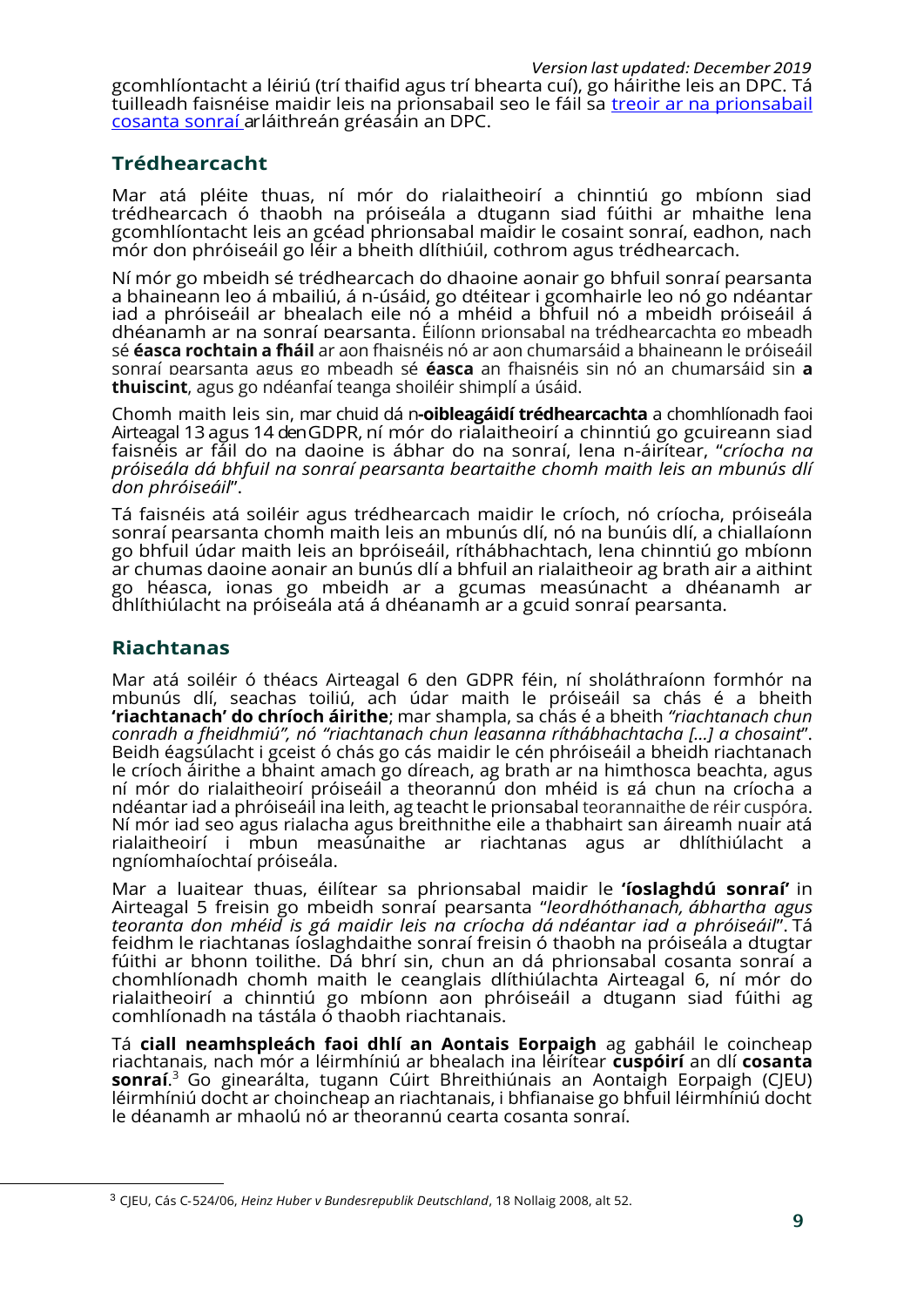gcomhlíontacht a léiriú (trí thaifid agus trí bhearta cuí), go háirithe leis an DPC. Tá tuilleadh faisnéise maidir leis na prionsabail seo le fáil sa [treoir ar na prionsabail cosanta sonraí](#) ar láithreán gréasáin an DPC.

## Trédhearcacht

Mar atá pléite thuas, ní mór do rialaitheoirí a chinntiú go mbíonn siad trédhearcach ó thaobh na próiseála a dtugann siad fúithi ar mhaithe lena gcomhlíontacht leis an gcéad phrionsabal maidir le cosaint sonraí, eadhon, nach mór don phróiseáil go léir a bheith dlíthiúil, cothrom agus trédhearcach.

Ní mór go mbeidh sé trédhearcach do dhaoine aonair go bhfuil sonraí pearsanta a bhaineann leo á mbailiú, á n-úsáid, go dtéitear i gcomhairle leo nó go ndéantar iad a phróiseáil ar bhealach eile nó a mhéid a bhfuil nó a mbeidh próiseáil á dhéanamh ar na sonraí pearsanta. Éilíonn prionsabal na trédhearcachta go mbeadh sé **éasca rochtain a fháil** ar aon fhaisnéis nó ar aon chumarsáid a bhaineann le próiseáil sonraí pearsanta agus go mbeadh sé **éasca** an fhaisnéis sin nó an chumarsáid sin **a thuiscint**, agus go ndéanfaí teanga shoiléir shimplí a úsáid.

Chomh maith leis sin, mar chuid dá n-**oibleagáidí trédhearcachta** a chomhlíonadh faoi Airteagal 13 agus 14 den GDPR, ní mór do rialaitheoirí a chinntiú go gcuireann siad faisnéis ar fáil do na daoine is ábhar do na sonraí, lena n-áirítear, "*críocha na próiseála dá bhfuil na sonraí pearsanta beartaithe chomh maith leis an mbunús dlí don phróiseáil*".

Tá faisnéis atá soiléir agus trédhearcach maidir le críoch, nó críocha, próiseála sonraí pearsanta chomh maith leis an mbunús dlí, nó na bunúis dlí, a chiallaíonn go bhfuil údar maith leis an bpróiseáil, ríthábhachtach, lena chinntiú go mbíonn ar chumas daoine aonair an bunús dlí a bhfuil an rialaitheoir ag brath air a aithint go héasca, ionas go mbeidh ar a gcumas measúnacht a dhéanamh ar dhlíthiúlacht na próiseála atá á dhéanamh ar a gcuid sonraí pearsanta.

## Riachtanas

Mar atá soiléir ó théacs Airteagal 6 den GDPR féin, ní sholáthraíonn formhór na mbunús dlí, seachas toiliú, ach údar maith le próiseáil sa chás é a bheith **'riachtanach' do chríoch áirithe**; mar shampla, sa chás é a bheith *"riachtanach chun conradh a fheidhmiú", nó "riachtanach chun leasanna ríthábhachtacha [...] a chosaint*". Beidh éagsúlacht i gceist ó chás go cás maidir le cén phróiseáil a bheidh riachtanach le críoch áirithe a bhaint amach go díreach, ag brath ar na himthosca beachta, agus ní mór do rialaitheoirí próiseáil a theorannú don mhéid is gá chun na críocha a ndéantar iad a phróiseáil ina leith, ag teacht le prionsabal teorannaithe de réir cuspóra. Ní mór iad seo agus rialacha agus breithnithe eile a thabhairt san áireamh nuair atá rialaitheoirí i mbun measúnaithe ar riachtanas agus ar dhlíthiúlacht a ngníomhaíochtaí próiseála.

Mar a luaitear thuas, éilítear sa phrionsabal maidir le **'íoslaghdú sonraí'** in Airteagal 5 freisin go mbeidh sonraí pearsanta "*leordhóthanach, ábhartha agus teoranta don mhéid is gá maidir leis na críocha dá ndéantar iad a phróiseáil*". Tá feidhm le riachtanas íoslaghdaithe sonraí freisin ó thaobh na próiseála a dtugtar fúithi ar bhonn toilithe. Dá bhrí sin, chun an dá phrionsabal cosanta sonraí a chomhlíonadh chomh maith le ceanglais dlíthiúlachta Airteagal 6, ní mór do rialaitheoirí a chinntiú go mbíonn aon phróiseáil a dtugann siad fúithi ag comhlíonadh na tástála ó thaobh riachtanais.

Tá **ciall neamhspleách faoi dhlí an Aontais Eorpaigh** ag gabháil le coincheap riachtanais, nach mór a léirmhíniú ar bhealach ina léirítear **cuspóirí** an dlí **cosanta sonraí**.[3] Go ginearálta, tugann Cúirt Bhreithiúnais an Aontaigh Eorpaigh (CJEU) léirmhíniú docht ar choincheap an riachtanais, i bhfianaise go bhfuil léirmhíniú docht le déanamh ar mhaolú nó ar theorannú cearta cosanta sonraí.

---

[3] CJEU, Cás C-524/06, *Heinz Huber v Bundesrepublik Deutschland*, 18 Nollaig 2008, alt 52.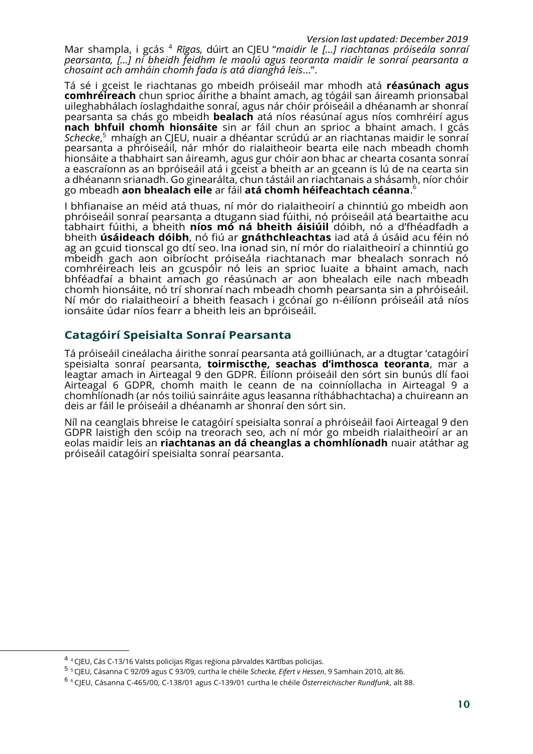Mar shampla, i gcás [4] *Rīgas,* dúirt an CJEU "*maidir le [...] riachtanas próiseála sonraí pearsanta, [...] ní bheidh feidhm le maolú agus teoranta maidir le sonraí pearsanta a chosaint ach amháin chomh fada is atá dianghá leis*...".

Tá sé i gceist le riachtanas go mbeidh próiseáil mar mhodh atá **réasúnach agus comhréireach** chun sprioc áirithe a bhaint amach, ag tógáil san áireamh prionsabal uileghabhálach íoslaghdaithe sonraí, agus nár chóir próiseáil a dhéanamh ar shonraí pearsanta sa chás go mbeidh **bealach** atá níos réasúnaí agus níos comhréirí agus **nach bhfuil chomh hionsáite** sin ar fáil chun an sprioc a bhaint amach. I gcás *Schecke*,[5] mhaígh an CJEU, nuair a dhéantar scrúdú ar an riachtanas maidir le sonraí pearsanta a phróiseáil, nár mhór do rialaitheoir bearta eile nach mbeadh chomh hionsáite a thabhairt san áireamh, agus gur chóir aon bhac ar chearta cosanta sonraí a eascraíonn as an bpróiseáil atá i gceist a bheith ar an gceann is lú de na cearta sin a dhéanann srianadh. Go ginearálta, chun tástáil an riachtanais a shásamh, níor chóir go mbeadh **aon bhealach eile** ar fáil **atá chomh héifeachtach céanna**.[6]

I bhfianaise an méid atá thuas, ní mór do rialaitheoirí a chinntiú go mbeidh aon phróiseáil sonraí pearsanta a dtugann siad fúithi, nó próiseáil atá beartaithe acu tabhairt fúithi, a bheith **níos mó ná bheith áisiúil** dóibh, nó a d'fhéadfadh a bheith **úsáideach dóibh**, nó fiú ar **gnáthchleachtas** iad atá á úsáid acu féin nó ag an gcuid tionscal go dtí seo. Ina ionad sin, ní mór do rialaitheoirí a chinntiú go mbeidh gach aon oibríocht próiseála riachtanach mar bhealach sonrach nó comhréireach leis an gcuspóir nó leis an sprioc luaite a bhaint amach, nach bhféadfaí a bhaint amach go réasúnach ar aon bhealach eile nach mbeadh chomh hionsáite, nó trí shonraí nach mbeadh chomh pearsanta sin a phróiseáil. Ní mór do rialaitheoirí a bheith feasach i gcónaí go n-éilíonn próiseáil atá níos ionsáite údar níos fearr a bheith leis an bpróiseáil.

## Catagóirí Speisialta Sonraí Pearsanta

Tá próiseáil cineálacha áirithe sonraí pearsanta atá goilliúnach, ar a dtugtar 'catagóirí speisialta sonraí pearsanta, **toirmiscthe, seachas d'imthosca teoranta**, mar a leagtar amach in Airteagal 9 den GDPR. Éilíonn próiseáil den sórt sin bunús dlí faoi Airteagal 6 GDPR, chomh maith le ceann de na coinníollacha in Airteagal 9 a chomhlíonadh (ar nós toiliú sainráite agus leasanna ríthábhachtacha) a chuireann an deis ar fáil le próiseáil a dhéanamh ar shonraí den sórt sin.

Níl na ceanglais bhreise le catagóirí speisialta sonraí a phróiseáil faoi Airteagal 9 den GDPR laistigh den scóip na treorach seo, ach ní mór go mbeidh rialaitheoirí ar an eolas maidir leis an **riachtanas an dá cheanglas a chomhlíonadh** nuair atáthar ag próiseáil catagóirí speisialta sonraí pearsanta.

---

[4] CJEU, Cás C-13/16 Valsts policijas Rīgas reģiona pārvaldes Kārtības policijas.

[5] CJEU, Cásanna C 92/09 agus C 93/09, curtha le chéile *Schecke, Eifert v Hessen*, 9 Samhain 2010, alt 86.

[6] CJEU, Cásanna C-465/00, C-138/01 agus C-139/01 curtha le chéile *Österreichischer Rundfunk*, alt 88.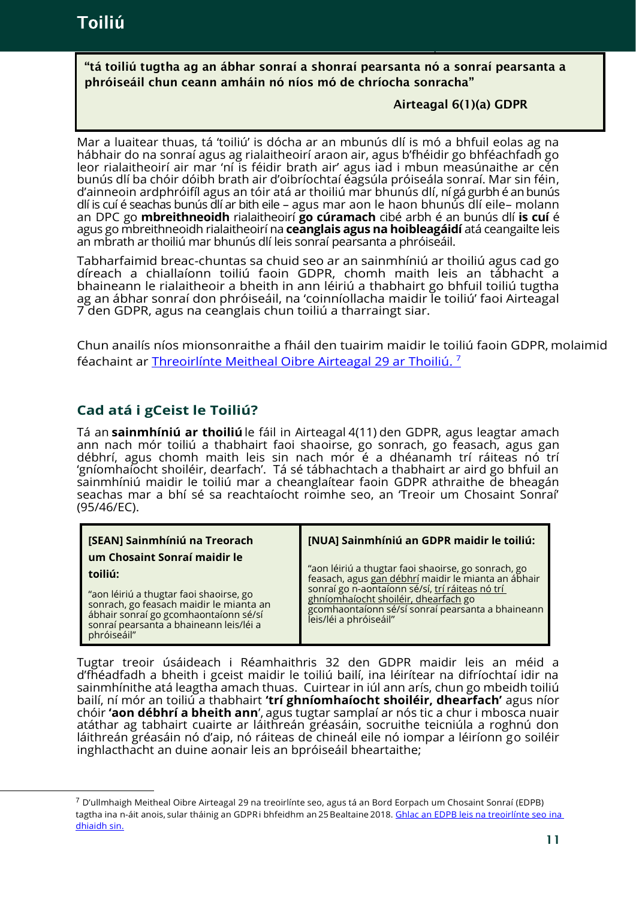# Toiliú

> **"tá toiliú tugtha ag an ábhar sonraí a shonraí pearsanta nó a sonraí pearsanta a phróiseáil chun ceann amháin nó níos mó de chríocha sonracha"**
>
> **Airteagal 6(1)(a) GDPR**

Mar a luaitear thuas, tá 'toiliú' is dócha ar an mbunús dlí is mó a bhfuil eolas ag na hábhair do na sonraí agus ag rialaitheoirí araon air, agus b'fhéidir go bhféachfadh go leor rialaitheoirí air mar 'ní is féidir brath air' agus iad i mbun measúnaithe ar cén bunús dlí ba chóir dóibh brath air d'oibríochtaí éagsúla próiseála sonraí. Mar sin féin, d'ainneoin ardphróifíl agus an tóir atá ar thoiliú mar bhunús dlí, ní gá gurbh é an bunús dlí is cuí é seachas bunús dlí ar bith eile – agus mar aon le haon bhunús dlí eile– molann an DPC go **mbreithneoidh** rialaitheoirí **go cúramach** cibé arbh é an bunús dlí **is cuí** é agus go mbreithneoidh rialaitheoirí na **ceanglais agus na hoibleagáidí** atá ceangailte leis an mbrath ar thoiliú mar bhunús dlí leis sonraí pearsanta a phróiseáil.

Tabharfaimid breac-chuntas sa chuid seo ar an sainmhíniú ar thoiliú agus cad go díreach a chiallaíonn toiliú faoin GDPR, chomh maith leis an tábhacht a bhaineann le rialaitheoir a bheith in ann léiriú a thabhairt go bhfuil toiliú tugtha ag an ábhar sonraí don phróiseáil, na 'coinníollacha maidir le toiliú' faoi Airteagal 7 den GDPR, agus na ceanglais chun toiliú a tharraingt siar.

Chun anailís níos mionsonraithe a fháil den tuairim maidir le toiliú faoin GDPR, molaimid féachaint ar [Threoirlínte Meitheal Oibre Airteagal 29 ar Thoiliú.][7]

## Cad atá i gCeist le Toiliú?

Tá an **sainmhíniú ar thoiliú** le fáil in Airteagal 4(11) den GDPR, agus leagtar amach ann nach mór toiliú a thabhairt faoi shaoirse, go sonrach, go feasach, agus gan débhrí, agus chomh maith leis sin nach mór é a dhéanamh trí ráiteas nó trí 'gníomhaíocht shoiléir, dearfach'. Tá sé tábhachtach a thabhairt ar aird go bhfuil an sainmhíniú maidir le toiliú mar a cheanglaítear faoin GDPR athraithe de bheagán seachas mar a bhí sé sa reachtaíocht roimhe seo, an 'Treoir um Chosaint Sonraí' (95/46/EC).

| **[SEAN] Sainmhíniú na Treorach um Chosaint Sonraí maidir le toiliú:** | **[NUA] Sainmhíniú an GDPR maidir le toiliú:** |
|---|---|
| "aon léiriú a thugtar faoi shaoirse, go sonrach, go feasach maidir le mianta an ábhair sonraí go gcomhaontaíonn sé/sí sonraí pearsanta a bhaineann leis/léi a phróiseáil" | "aon léiriú a thugtar faoi shaoirse, go sonrach, go feasach, agus gan débhrí maidir le mianta an ábhair sonraí go n-aontaíonn sé/sí, trí ráiteas nó trí ghníomhaíocht shoiléir, dhearfach go gcomhaontaíonn sé/sí sonraí pearsanta a bhaineann leis/léi a phróiseáil" |

Tugtar treoir úsáideach i Réamhaithris 32 den GDPR maidir leis an méid a d'fhéadfadh a bheith i gceist maidir le toiliú bailí, ina léirítear na difríochtaí idir na sainmhínithe atá leagtha amach thuas. Cuirtear in iúl ann arís, chun go mbeidh toiliú bailí, ní mór an toiliú a thabhairt **'trí ghníomhaíocht shoiléir, dhearfach'** agus níor chóir **'aon débhrí a bheith ann'**, agus tugtar samplaí ar nós tic a chur i mbosca nuair atáthar ag tabhairt cuairte ar láithreán gréasáin, socruithe teicniúla a roghnú don láithreán gréasáin nó d'aip, nó ráiteas de chineál eile nó iompar a léiríonn go soiléir inghlacthacht an duine aonair leis an bpróiseáil bheartaithe;

---

[7] D'ullmhaigh Meitheal Oibre Airteagal 29 na treoirlínte seo, agus tá an Bord Eorpach um Chosaint Sonraí (EDPB) tagtha ina n-áit anois, sular tháinig an GDPR i bhfeidhm an 25 Bealtaine 2018. [Ghlac an EDPB leis na treoirlínte seo ina dhiaidh sin.]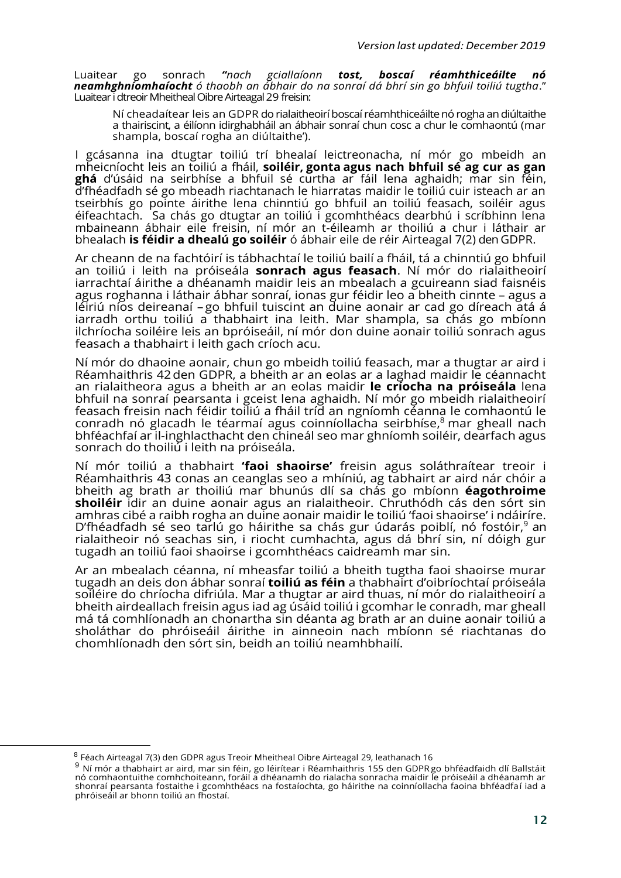Luaitear go sonrach ***"nach gciallaíonn tost, boscaí réamhthiceáilte nó neamhghníomhaíocht** ó thaobh an ábhair do na sonraí dá bhrí sin go bhfuil toiliú tugtha*." Luaitear i dtreoir Mheitheal Oibre Airteagal 29 freisin:

> Ní cheadaítear leis an GDPR do rialaitheoirí boscaí réamhthiceáilte nó rogha an diúltaithe a thairiscint, a éilíonn idirghabháil an ábhair sonraí chun cosc a chur le comhaontú (mar shampla, boscaí rogha an diúltaithe').

I gcásanna ina dtugtar toiliú trí bhealaí leictreonacha, ní mór go mbeidh an mheicníocht leis an toiliú a fháil, **soiléir, gonta agus nach bhfuil sé ag cur as gan ghá** d'úsáid na seirbhíse a bhfuil sé curtha ar fáil lena aghaidh; mar sin féin, d'fhéadfadh sé go mbeadh riachtanach le hiarratas maidir le toiliú cuir isteach ar an tseirbhís go pointe áirithe lena chinntiú go bhfuil an toiliú feasach, soiléir agus éifeachtach. Sa chás go dtugtar an toiliú i gcomhthéacs dearbhú i scríbhinn lena mbaineann ábhair eile freisin, ní mór an t-éileamh ar thoiliú a chur i láthair ar bhealach **is féidir a dhealú go soiléir** ó ábhair eile de réir Airteagal 7(2) den GDPR.

Ar cheann de na fachtóirí is tábhachtaí le toiliú bailí a fháil, tá a chinntiú go bhfuil an toiliú i leith na próiseála **sonrach agus feasach**. Ní mór do rialaitheoirí iarrachtaí áirithe a dhéanamh maidir leis an mbealach a gcuireann siad faisnéis agus roghanna i láthair ábhar sonraí, ionas gur féidir leo a bheith cinnte – agus a léiriú níos deireanaí – go bhfuil tuiscint an duine aonair ar cad go díreach atá á iarradh orthu toiliú a thabhairt ina leith. Mar shampla, sa chás go mbíonn ilchríocha soiléire leis an bpróiseáil, ní mór don duine aonair toiliú sonrach agus feasach a thabhairt i leith gach críoch acu.

Ní mór do dhaoine aonair, chun go mbeidh toiliú feasach, mar a thugtar ar aird i Réamhaithris 42 den GDPR, a bheith ar an eolas ar a laghad maidir le céannacht an rialaitheora agus a bheith ar an eolas maidir **le críocha na próiseála** lena bhfuil na sonraí pearsanta i gceist lena aghaidh. Ní mór go mbeidh rialaitheoirí feasach freisin nach féidir toiliú a fháil tríd an ngníomh céanna le comhaontú le conradh nó glacadh le téarmaí agus coinníollacha seirbhíse,[8] mar gheall nach bhféachfaí ar il-inghlacthacht den chineál seo mar ghníomh soiléir, dearfach agus sonrach do thoiliú i leith na próiseála.

Ní mór toiliú a thabhairt **'faoi shaoirse'** freisin agus soláthraítear treoir i Réamhaithris 43 conas an ceanglas seo a mhíniú, ag tabhairt ar aird nár chóir a bheith ag brath ar thoiliú mar bhunús dlí sa chás go mbíonn **éagothroime shoiléir** idir an duine aonair agus an rialaitheoir. Chruthódh cás den sórt sin amhras cibé a raibh rogha an duine aonair maidir le toiliú 'faoi shaoirse' i ndáiríre. D'fhéadfadh sé seo tarlú go háirithe sa chás gur údarás poiblí, nó fostóir,[9] an rialaitheoir nó seachas sin, i riocht cumhachta, agus dá bhrí sin, ní dóigh gur tugadh an toiliú faoi shaoirse i gcomhthéacs caidreamh mar sin.

Ar an mbealach céanna, ní mheasfar toiliú a bheith tugtha faoi shaoirse murar tugadh an deis don ábhar sonraí **toiliú as féin** a thabhairt d'oibríochtaí próiseála soiléire do chríocha difriúla. Mar a thugtar ar aird thuas, ní mór do rialaitheoirí a bheith airdeallach freisin agus iad ag úsáid toiliú i gcomhar le conradh, mar gheall má tá comhlíonadh an chonartha sin déanta ag brath ar an duine aonair toiliú a sholáthar do phróiseáil áirithe in ainneoin nach mbíonn sé riachtanas do chomhlíonadh den sórt sin, beidh an toiliú neamhbhailí.

---

[8] Féach Airteagal 7(3) den GDPR agus Treoir Mheitheal Oibre Airteagal 29, leathanach 16

[9] Ní mór a thabhairt ar aird, mar sin féin, go léirítear i Réamhaithris 155 den GDPR go bhféadfaidh dlí Ballstáit nó comhaontuithe comhchoiteann, foráil a dhéanamh do rialacha sonracha maidir le próiseáil a dhéanamh ar shonraí pearsanta fostaithe i gcomhthéacs na fostaíochta, go háirithe na coinníollacha faoina bhféadfaí iad a phróiseáil ar bhonn toiliú an fhostaí.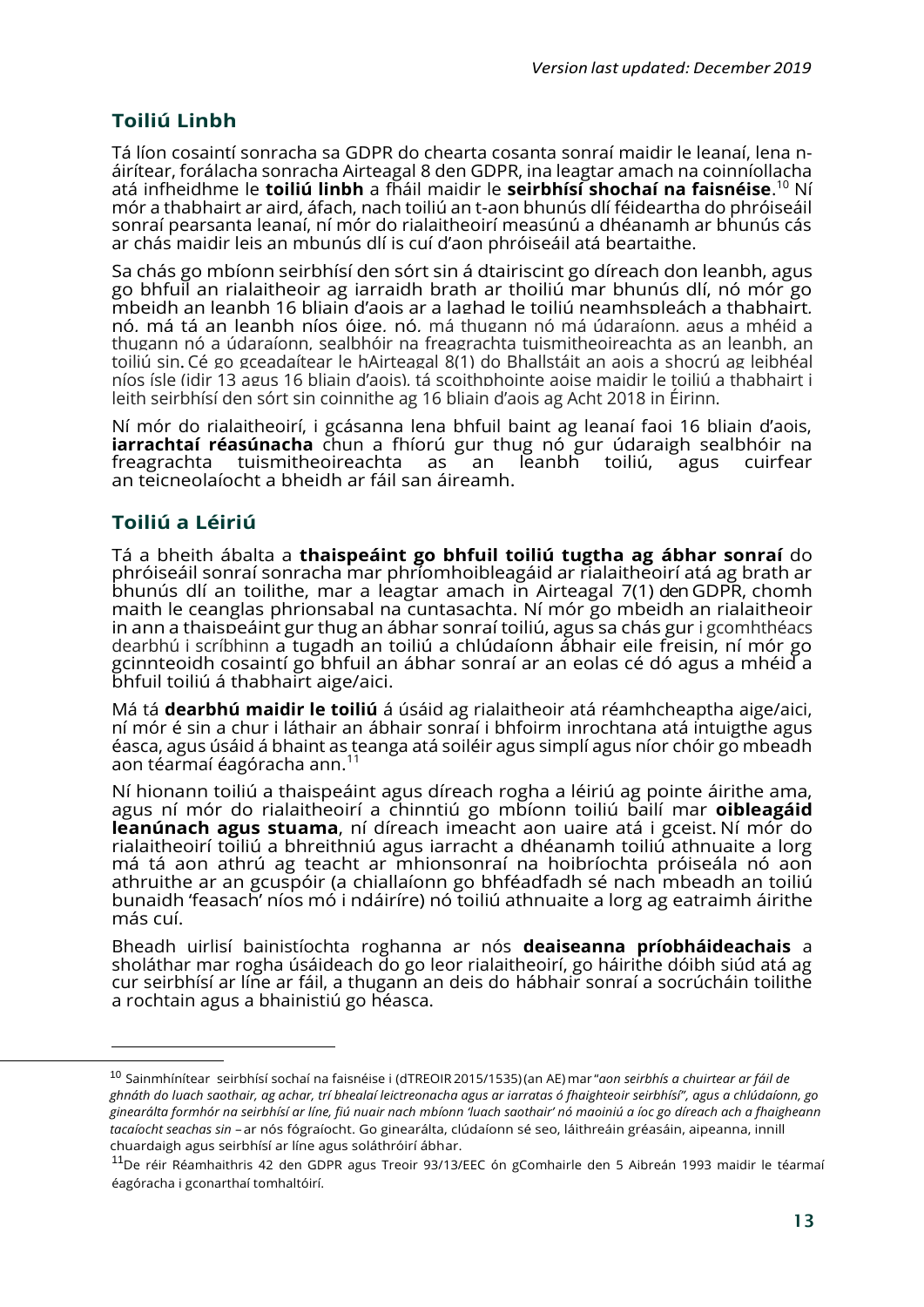## Toiliú Linbh

Tá líon cosaintí sonracha sa GDPR do chearta cosanta sonraí maidir le leanaí, lena n-áirítear, forálacha sonracha Airteagal 8 den GDPR, ina leagtar amach na coinníollacha atá infheidhme le **toiliú linbh** a fháil maidir le **seirbhísí shochaí na faisnéise**.[10] Ní mór a thabhairt ar aird, áfach, nach toiliú an t-aon bhunús dlí féideartha do phróiseáil sonraí pearsanta leanaí, ní mór do rialaitheoirí measúnú a dhéanamh ar bhunús cás ar chás maidir leis an mbunús dlí is cuí d'aon phróiseáil atá beartaithe.

Sa chás go mbíonn seirbhísí den sórt sin á dtairiscint go díreach don leanbh, agus go bhfuil an rialaitheoir ag iarraidh brath ar thoiliú mar bhunús dlí, nó mór go mbeidh an leanbh 16 bliain d'aois ar a laghad le toiliú neamhspleách a thabhairt, nó, má tá an leanbh níos óige, nó, má thugann nó má údaraíonn, agus a mhéid a thugann nó a údaraíonn, sealbhóir na freagrachta tuismitheoireachta as an leanbh, an toiliú sin. Cé go gceadaítear le hAirteagal 8(1) do Bhallstáit an aois a shocrú ag leibhéal níos ísle (idir 13 agus 16 bliain d'aois), tá scoithphointe aoise maidir le toiliú a thabhairt i leith seirbhísí den sórt sin coinnithe ag 16 bliain d'aois ag Acht 2018 in Éirinn.

Ní mór do rialaitheoirí, i gcásanna lena bhfuil baint ag leanaí faoi 16 bliain d'aois, **iarrachtaí réasúnacha** chun a fhíorú gur thug nó gur údaraigh sealbhóir na freagrachta tuismitheoireachta as an leanbh toiliú, agus cuirfear an teicneolaíocht a bheidh ar fáil san áireamh.

## Toiliú a Léiriú

Tá a bheith ábalta a **thaispeáint go bhfuil toiliú tugtha ag ábhar sonraí** do phróiseáil sonraí sonracha mar phríomhoibleagáid ar rialaitheoirí atá ag brath ar bhunús dlí an toilithe, mar a leagtar amach in Airteagal 7(1) den GDPR, chomh maith le ceanglas phrionsabal na cuntasachta. Ní mór go mbeidh an rialaitheoir in ann a thaispeáint gur thug an ábhar sonraí toiliú, agus sa chás gur i gcomhthéacs dearbhú i scríbhinn a tugadh an toiliú a chlúdaíonn ábhair eile freisin, ní mór go gcinnteoidh cosaintí go bhfuil an ábhar sonraí ar an eolas cé dó agus a mhéid a bhfuil toiliú á thabhairt aige/aici.

Má tá **dearbhú maidir le toiliú** á úsáid ag rialaitheoir atá réamhcheaptha aige/aici, ní mór é sin a chur i láthair an ábhair sonraí i bhfoirm inrochtana atá intuigthe agus éasca, agus úsáid á baint as teanga atá soiléir agus simplí agus níor chóir go mbeadh aon téarmaí éagóracha ann.[11]

Ní hionann toiliú a thaispeáint agus díreach rogha a léiriú ag pointe áirithe ama, agus ní mór do rialaitheoirí a chinntiú go mbíonn toiliú bailí mar **oibleagáid leanúnach agus stuama**, ní díreach imeacht aon uaire atá i gceist. Ní mór do rialaitheoirí toiliú a bhreithniú agus iarracht a dhéanamh toiliú athnuaite a lorg má tá aon athrú ag teacht ar mhionsonraí na hoibríochta próiseála nó aon athruithe ar an gcuspóir (a chiallaíonn go bhféadfadh sé nach mbeadh an toiliú bunaidh 'feasach' níos mó i ndáiríre) nó toiliú athnuaite a lorg ag eatraimh áirithe más cuí.

Bheadh uirlisí bainistíochta roghanna ar nós **deaiseanna príobháideachais** a sholáthar mar rogha úsáideach do go leor rialaitheoirí, go háirithe dóibh siúd atá ag cur seirbhísí ar líne ar fáil, a thugann an deis do hábhair sonraí a socrúcháin toilithe a rochtain agus a bhainistiú go héasca.

---

[10] Sainmhínítear seirbhísí sochaí na faisnéise i (dTREOIR 2015/1535) (an AE) mar "*aon seirbhís a chuirtear ar fáil de ghnáth do luach saothair, ag achar, trí bhealaí leictreonacha agus ar iarratas ó fhaighteoir seirbhísí", agus a chlúdaíonn, go ginearálta formhór na seirbhísí ar líne, fiú nuair nach mbíonn 'luach saothair' nó maoiniú a íoc go díreach ach a fhaigheann tacaíocht seachas sin* – ar nós fógraíocht. Go ginearálta, clúdaíonn sé seo, láithreáin gréasáin, aipeanna, innill chuardaigh agus seirbhísí ar líne agus soláthróirí ábhar.

[11] De réir Réamhaithris 42 den GDPR agus Treoir 93/13/EEC ón gComhairle den 5 Aibreán 1993 maidir le téarmaí éagóracha i gconarthaí tomhaltóirí.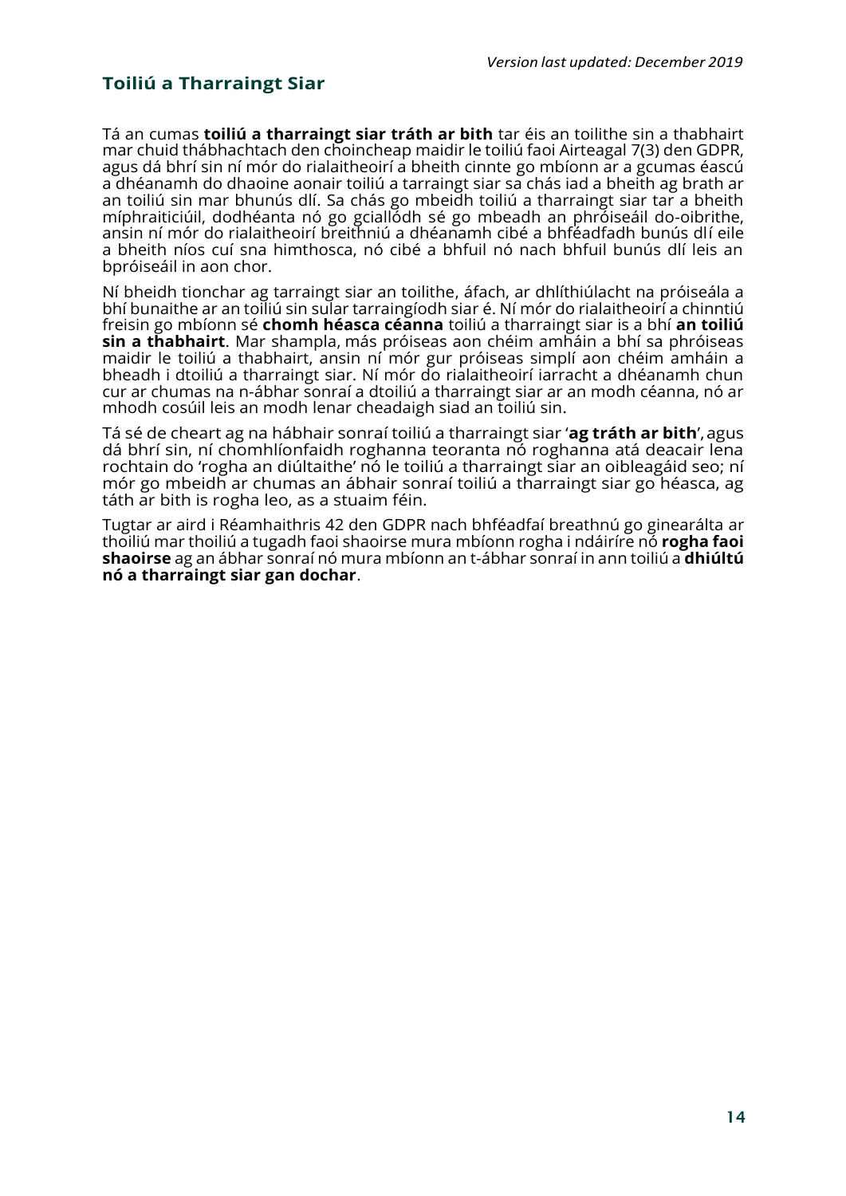*Version last updated: December 2019*

## Toiliú a Tharraingt Siar

Tá an cumas **toiliú a tharraingt siar tráth ar bith** tar éis an toilithe sin a thabhairt mar chuid thábhachtach den choincheap maidir le toiliú faoi Airteagal 7(3) den GDPR, agus dá bhrí sin ní mór do rialaitheoirí a bheith cinnte go mbíonn ar a gcumas éascú a dhéanamh do dhaoine aonair toiliú a tarraingt siar sa chás iad a bheith ag brath ar an toiliú sin mar bhunús dlí. Sa chás go mbeidh toiliú a tharraingt siar tar a bheith míphraiticiúil, dodhéanta nó go gciallódh sé go mbeadh an phróiseáil do-oibrithe, ansin ní mór do rialaitheoirí breithniú a dhéanamh cibé a bhféadfadh bunús dlí eile a bheith níos cuí sna himthosca, nó cibé a bhfuil nó nach bhfuil bunús dlí leis an bpróiseáil in aon chor.

Ní bheidh tionchar ag tarraingt siar an toilithe, áfach, ar dhlíthiúlacht na próiseála a bhí bunaithe ar an toiliú sin sular tarraingíodh siar é. Ní mór do rialaitheoirí a chinntiú freisin go mbíonn sé **chomh héasca céanna** toiliú a tharraingt siar is a bhí **an toiliú sin a thabhairt**. Mar shampla, más próiseas aon chéim amháin a bhí sa phróiseas maidir le toiliú a thabhairt, ansin ní mór gur próiseas simplí aon chéim amháin a bheadh i dtoiliú a tharraingt siar. Ní mór do rialaitheoirí iarracht a dhéanamh chun cur ar chumas na n-ábhar sonraí a dtoiliú a tharraingt siar ar an modh céanna, nó ar mhodh cosúil leis an modh lenar cheadaigh siad an toiliú sin.

Tá sé de cheart ag na hábhair sonraí toiliú a tharraingt siar '**ag tráth ar bith**', agus dá bhrí sin, ní chomhlíonfaidh roghanna teoranta nó roghanna atá deacair lena rochtain do 'rogha an diúltaithe' nó le toiliú a tharraingt siar an oibleagáid seo; ní mór go mbeidh ar chumas an ábhair sonraí toiliú a tharraingt siar go héasca, ag táth ar bith is rogha leo, as a stuaim féin.

Tugtar ar aird i Réamhaithris 42 den GDPR nach bhféadfaí breathnú go ginearálta ar thoiliú mar thoiliú a tugadh faoi shaoirse mura mbíonn rogha i ndáiríre nó **rogha faoi shaoirse** ag an ábhar sonraí nó mura mbíonn an t-ábhar sonraí in ann toiliú a **dhiúltú nó a tharraingt siar gan dochar**.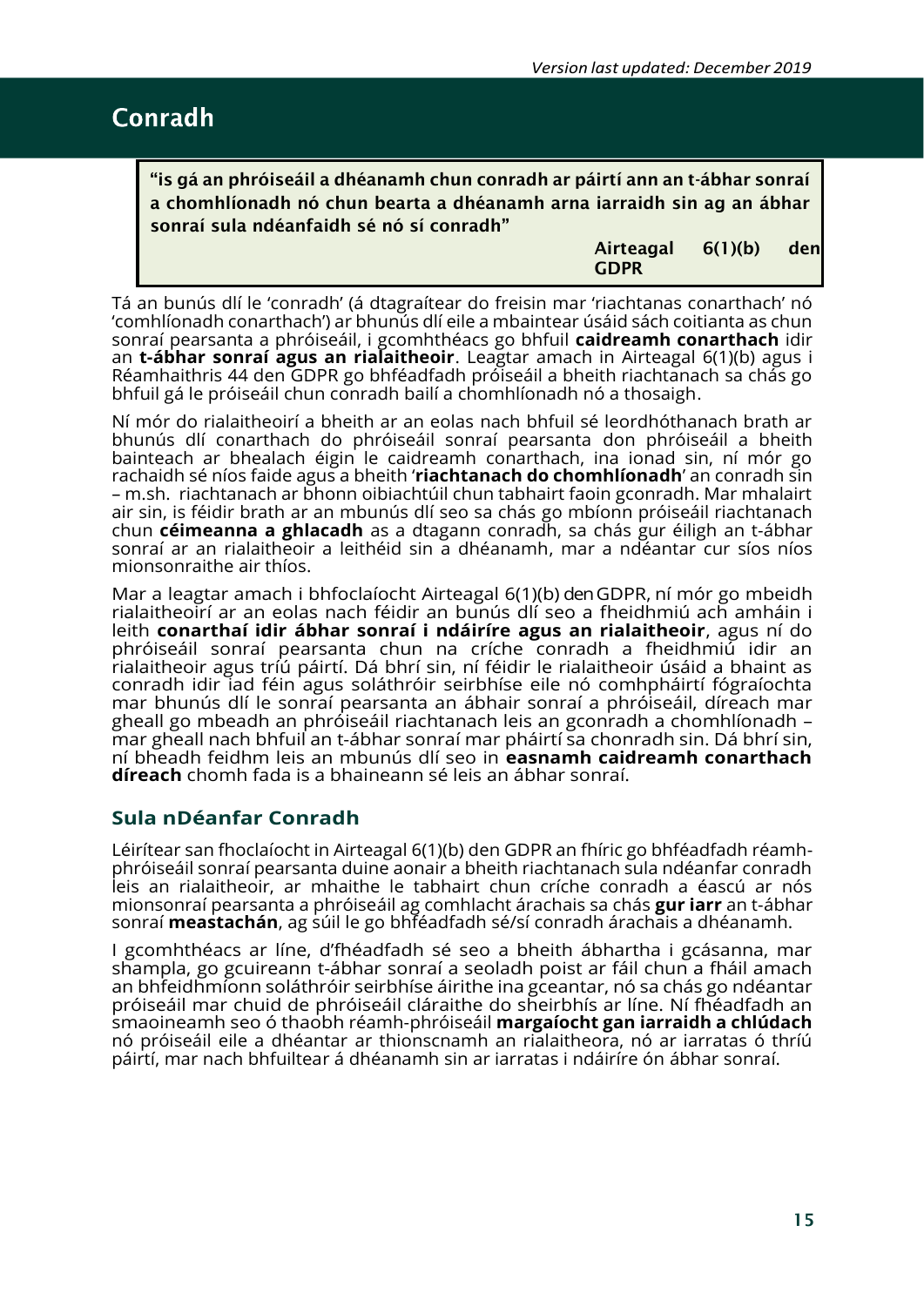# Conradh

> **"is gá an phróiseáil a dhéanamh chun conradh ar páirtí ann an t-ábhar sonraí a chomhlíonadh nó chun bearta a dhéanamh arna iarraidh sin ag an ábhar sonraí sula ndéanfaidh sé nó sí conradh"**
>
> **Airteagal 6(1)(b) den GDPR**

Tá an bunús dlí le 'conradh' (á dtagraítear do freisin mar 'riachtanas conarthach' nó 'comhlíonadh conarthach') ar bhunús dlí eile a mbaintear úsáid sách coitianta as chun sonraí pearsanta a phróiseáil, i gcomhthéacs go bhfuil **caidreamh conarthach** idir an **t-ábhar sonraí agus an rialaitheoir**. Leagtar amach in Airteagal 6(1)(b) agus i Réamhaithris 44 den GDPR go bhféadfadh próiseáil a bheith riachtanach sa chás go bhfuil gá le próiseáil chun conradh bailí a chomhlíonadh nó a thosaigh.

Ní mór do rialaitheoirí a bheith ar an eolas nach bhfuil sé leordhóthanach brath ar bhunús dlí conarthach do phróiseáil sonraí pearsanta don phróiseáil a bheith bainteach ar bhealach éigin le caidreamh conarthach, ina ionad sin, ní mór go rachaidh sé níos faide agus a bheith '**riachtanach do chomhlíonadh**' an conradh sin – m.sh. riachtanach ar bhonn oibiachtúil chun tabhairt faoin gconradh. Mar mhalairt air sin, is féidir brath ar an mbunús dlí seo sa chás go mbíonn próiseáil riachtanach chun **céimeanna a ghlacadh** as a dtagann conradh, sa chás gur éiligh an t-ábhar sonraí ar an rialaitheoir a leithéid sin a dhéanamh, mar a ndéantar cur síos níos mionsonraithe air thíos.

Mar a leagtar amach i bhfoclaíocht Airteagal 6(1)(b) den GDPR, ní mór go mbeidh rialaitheoirí ar an eolas nach féidir an bunús dlí seo a fheidhmiú ach amháin i leith **conarthaí idir ábhar sonraí i ndáiríre agus an rialaitheoir**, agus ní do phróiseáil sonraí pearsanta chun na críche conradh a fheidhmiú idir an rialaitheoir agus tríú páirtí. Dá bhrí sin, ní féidir le rialaitheoir úsáid a bhaint as conradh idir iad féin agus soláthróir seirbhíse eile nó comhpháirtí fógraíochta mar bhunús dlí le sonraí pearsanta an ábhair sonraí a phróiseáil, díreach mar gheall go mbeadh an phróiseáil riachtanach leis an gconradh a chomhlíonadh – mar gheall nach bhfuil an t-ábhar sonraí mar pháirtí sa chonradh sin. Dá bhrí sin, ní bheadh feidhm leis an mbunús dlí seo in **easnamh caidreamh conarthach díreach** chomh fada is a bhaineann sé leis an ábhar sonraí.

## Sula nDéanfar Conradh

Léirítear san fhoclaíocht in Airteagal 6(1)(b) den GDPR an fhíric go bhféadfadh réamh-phróiseáil sonraí pearsanta duine aonair a bheith riachtanach sula ndéanfar conradh leis an rialaitheoir, ar mhaithe le tabhairt chun críche conradh a éascú ar nós mionsonraí pearsanta a phróiseáil ag comhlacht árachais sa chás **gur iarr** an t-ábhar sonraí **meastachán**, ag súil le go bhféadfadh sé/sí conradh árachais a dhéanamh.

I gcomhthéacs ar líne, d'fhéadfadh sé seo a bheith ábhartha i gcásanna, mar shampla, go gcuireann t-ábhar sonraí a seoladh poist ar fáil chun a fháil amach an bhfeidhmíonn soláthróir seirbhíse áirithe ina gceantar, nó sa chás go ndéantar próiseáil mar chuid de phróiseáil cláraithe do sheirbhís ar líne. Ní fhéadfadh an smaoineamh seo ó thaobh réamh-phróiseáil **margaíocht gan iarraidh a chlúdach** nó próiseáil eile a dhéantar ar thionscnamh an rialaitheora, nó ar iarratas ó thríú páirtí, mar nach bhfuiltear á dhéanamh sin ar iarratas i ndáiríre ón ábhar sonraí.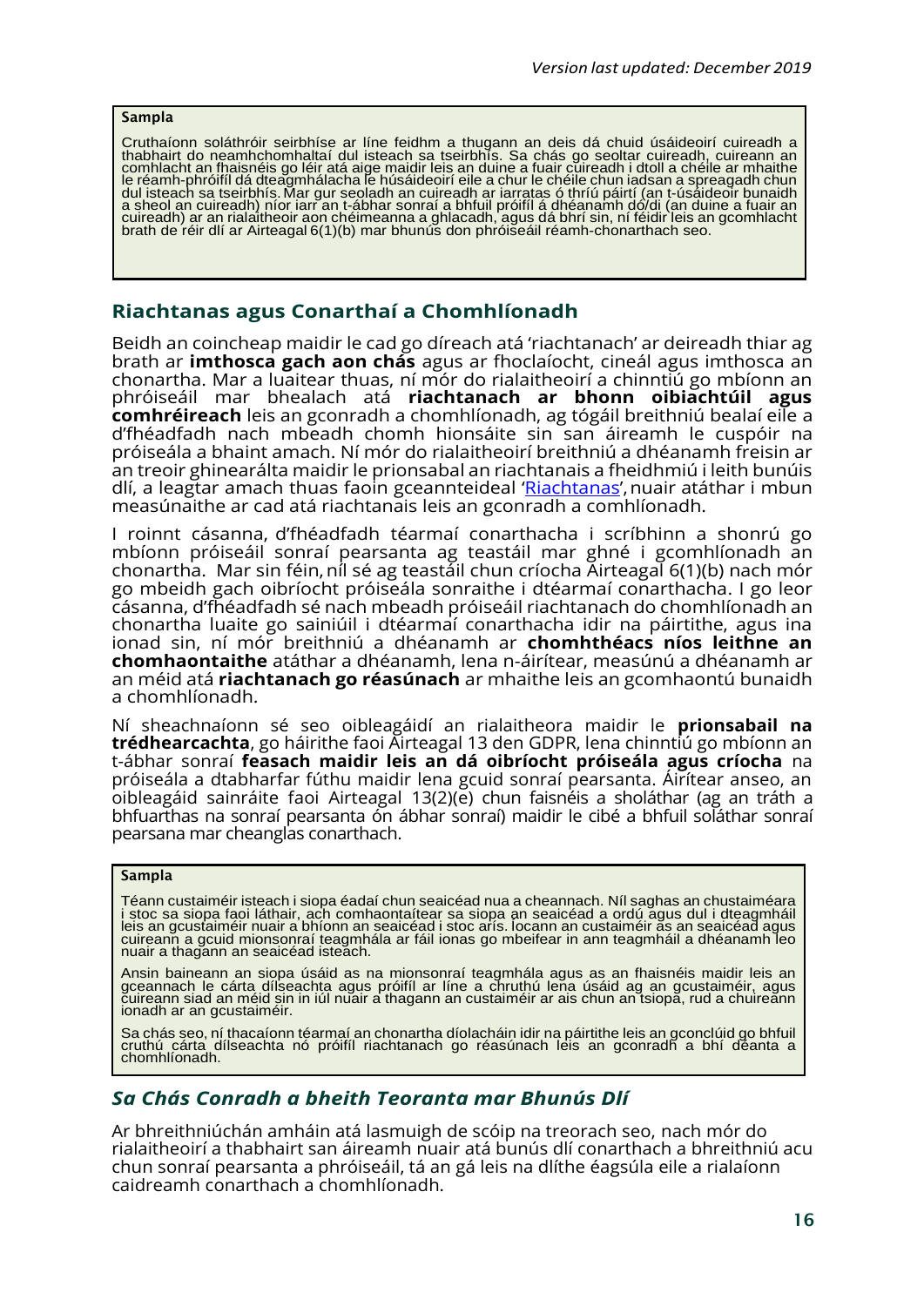**Sampla**

Cruthaíonn soláthróir seirbhíse ar líne feidhm a thugann an deis dá chuid úsáideoirí cuireadh a thabhairt do neamhchomhaltaí dul isteach sa tseirbhís. Sa chás go seoltar cuireadh, cuireann an comhlacht an fhaisnéis go léir atá aige maidir leis an duine a fuair cuireadh i dtoll a chéile ar mhaithe le réamh-phróifíl dá dteagmhálacha le húsáideoirí eile a chur le chéile chun iadsan a spreagadh chun dul isteach sa tseirbhís. Mar gur seoladh an cuireadh ar iarratas ó thríú páirtí (an t-úsáideoir bunaidh a sheol an cuireadh) níor iarr an t-ábhar sonraí a bhfuil próifíl á dhéanamh dó/di (an duine a fuair an cuireadh) ar an rialaitheoir aon chéimeanna a ghlacadh, agus dá bhrí sin, ní féidir leis an gcomhlacht brath de réir dlí ar Airteagal 6(1)(b) mar bhunús don phróiseáil réamh-chonarthach seo.

## Riachtanas agus Conarthaí a Chomhlíonadh

Beidh an coincheap maidir le cad go díreach atá 'riachtanach' ar deireadh thiar ag brath ar **imthosca gach aon chás** agus ar fhoclaíocht, cineál agus imthosca an chonartha. Mar a luaitear thuas, ní mór do rialaitheoirí a chinntiú go mbíonn an phróiseáil mar bhealach atá **riachtanach ar bhonn oibiachtúil agus comhréireach** leis an gconradh a chomhlíonadh, ag tógáil breithniú bealaí eile a d'fhéadfadh nach mbeadh chomh hionsáite sin san áireamh le cuspóir na próiseála a bhaint amach. Ní mór do rialaitheoirí breithniú a dhéanamh freisin ar an treoir ghinearálta maidir le prionsabal an riachtanais a fheidhmiú i leith bunúis dlí, a leagtar amach thuas faoin gceannteideal 'Riachtanas', nuair atáthar i mbun measúnaithe ar cad atá riachtanais leis an gconradh a comhlíonadh.

I roinnt cásanna, d'fhéadfadh téarmaí conarthacha i scríbhinn a shonrú go mbíonn próiseáil sonraí pearsanta ag teastáil mar ghné i gcomhlíonadh an chonartha. Mar sin féin, níl sé ag teastáil chun críocha Airteagal 6(1)(b) nach mór go mbeidh gach oibríocht próiseála sonraithe i dtéarmaí conarthacha. I go leor cásanna, d'fhéadfadh sé nach mbeadh próiseáil riachtanach do chomhlíonadh an chonartha luaite go sainiúil i dtéarmaí conarthacha idir na páirtithe, agus ina ionad sin, ní mór breithniú a dhéanamh ar **chomhthéacs níos leithne an chomhaontaithe** atáthar a dhéanamh, lena n-áirítear, measúnú a dhéanamh ar an méid atá **riachtanach go réasúnach** ar mhaithe leis an gcomhaontú bunaidh a chomhlíonadh.

Ní sheachnaíonn sé seo oibleagáidí an rialaitheora maidir le **prionsabail na trédhearcachta**, go háirithe faoi Airteagal 13 den GDPR, lena chinntiú go mbíonn an t-ábhar sonraí **feasach maidir leis an dá oibríocht próiseála agus críocha** na próiseála a dtabharfar fúthu maidir lena gcuid sonraí pearsanta. Áirítear anseo, an oibleagáid sainráite faoi Airteagal 13(2)(e) chun faisnéis a sholáthar (ag an tráth a bhfuarthas na sonraí pearsanta ón ábhar sonraí) maidir le cibé a bhfuil soláthar sonraí pearsana mar cheanglas conarthach.

**Sampla**

Téann custaiméir isteach i siopa éadaí chun seaicéad nua a cheannach. Níl saghas an chustaiméara i stoc sa siopa faoi láthair, ach comhaontaítear sa siopa an seaicéad a ordú agus dul i dteagmháil leis an gcustaiméir nuair a bhíonn an seaicéad i stoc arís. Íocann an custaiméir as an seaicéad agus cuireann a gcuid mionsonraí teagmhála ar fáil ionas go mbeifear in ann teagmháil a dhéanamh leo nuair a thagann an seaicéad isteach.

Ansin baineann an siopa úsáid as na mionsonraí teagmhála agus as an fhaisnéis maidir leis an gceannach le cárta dílseachta agus próifíl ar líne a chruthú lena úsáid ag an gcustaiméir, agus cuireann siad an méid sin in iúl nuair a thagann an custaiméir ar ais chun an tsiopa, rud a chuireann ionadh ar an gcustaiméir.

Sa chás seo, ní thacaíonn téarmaí an chonartha díolacháin idir na páirtithe leis an gconclúid go bhfuil cruthú cárta dílseachta nó próifíl riachtanach go réasúnach leis an gconradh a bhí déanta a chomhlíonadh.

### *Sa Chás Conradh a bheith Teoranta mar Bhunús Dlí*

Ar bhreithniúchán amháin atá lasmuigh de scóip na treorach seo, nach mór do rialaitheoirí a thabhairt san áireamh nuair atá bunús dlí conarthach a bhreithniú acu chun sonraí pearsanta a phróiseáil, tá an gá leis na dlíthe éagsúla eile a rialaíonn caidreamh conarthach a chomhlíonadh.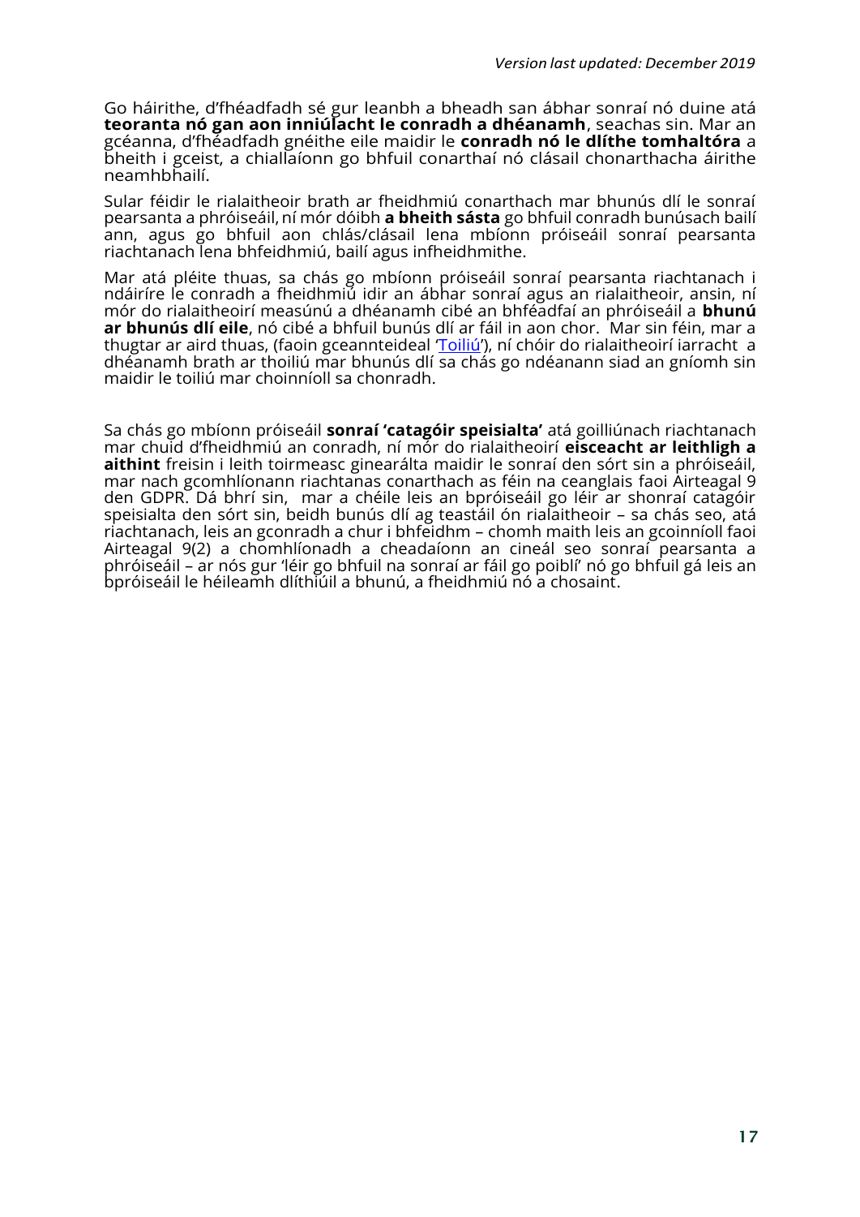Go háirithe, d'fhéadfadh sé gur leanbh a bheadh san ábhar sonraí nó duine atá **teoranta nó gan aon inniúlacht le conradh a dhéanamh**, seachas sin. Mar an gcéanna, d'fhéadfadh gnéithe eile maidir le **conradh nó le dlíthe tomhaltóra** a bheith i gceist, a chiallaíonn go bhfuil conarthaí nó clásail chonarthacha áirithe neamhbhailí.

Sular féidir le rialaitheoir brath ar fheidhmiú conarthach mar bhunús dlí le sonraí pearsanta a phróiseáil, ní mór dóibh **a bheith sásta** go bhfuil conradh bunúsach bailí ann, agus go bhfuil aon chlás/clásail lena mbíonn próiseáil sonraí pearsanta riachtanach lena bhfeidhmiú, bailí agus infheidhmithe.

Mar atá pléite thuas, sa chás go mbíonn próiseáil sonraí pearsanta riachtanach i ndáiríre le conradh a fheidhmiú idir an ábhar sonraí agus an rialaitheoir, ansin, ní mór do rialaitheoirí measúnú a dhéanamh cibé an bhféadfaí an phróiseáil a **bhunú ar bhunús dlí eile**, nó cibé a bhfuil bunús dlí ar fáil in aon chor. Mar sin féin, mar a thugtar ar aird thuas, (faoin gceannteideal '[Toiliú](#)'), ní chóir do rialaitheoirí iarracht a dhéanamh brath ar thoiliú mar bhunús dlí sa chás go ndéanann siad an gníomh sin maidir le toiliú mar choinníoll sa chonradh.

Sa chás go mbíonn próiseáil **sonraí 'catagóir speisialta'** atá goilliúnach riachtanach mar chuid d'fheidhmiú an conradh, ní mór do rialaitheoirí **eisceacht ar leithligh a aithint** freisin i leith toirmeasc ginearálta maidir le sonraí den sórt sin a phróiseáil, mar nach gcomhlíonann riachtanas conarthach as féin na ceanglais faoi Airteagal 9 den GDPR. Dá bhrí sin, mar a chéile leis an bpróiseáil go léir ar shonraí catagóir speisialta den sórt sin, beidh bunús dlí ag teastáil ón rialaitheoir – sa chás seo, atá riachtanach, leis an gconradh a chur i bhfeidhm – chomh maith leis an gcoinníoll faoi Airteagal 9(2) a chomhlíonadh a cheadaíonn an cineál seo sonraí pearsanta a phróiseáil – ar nós gur 'léir go bhfuil na sonraí ar fáil go poiblí' nó go bhfuil gá leis an bpróiseáil le héileamh dlíthiúil a bhunú, a fheidhmiú nó a chosaint.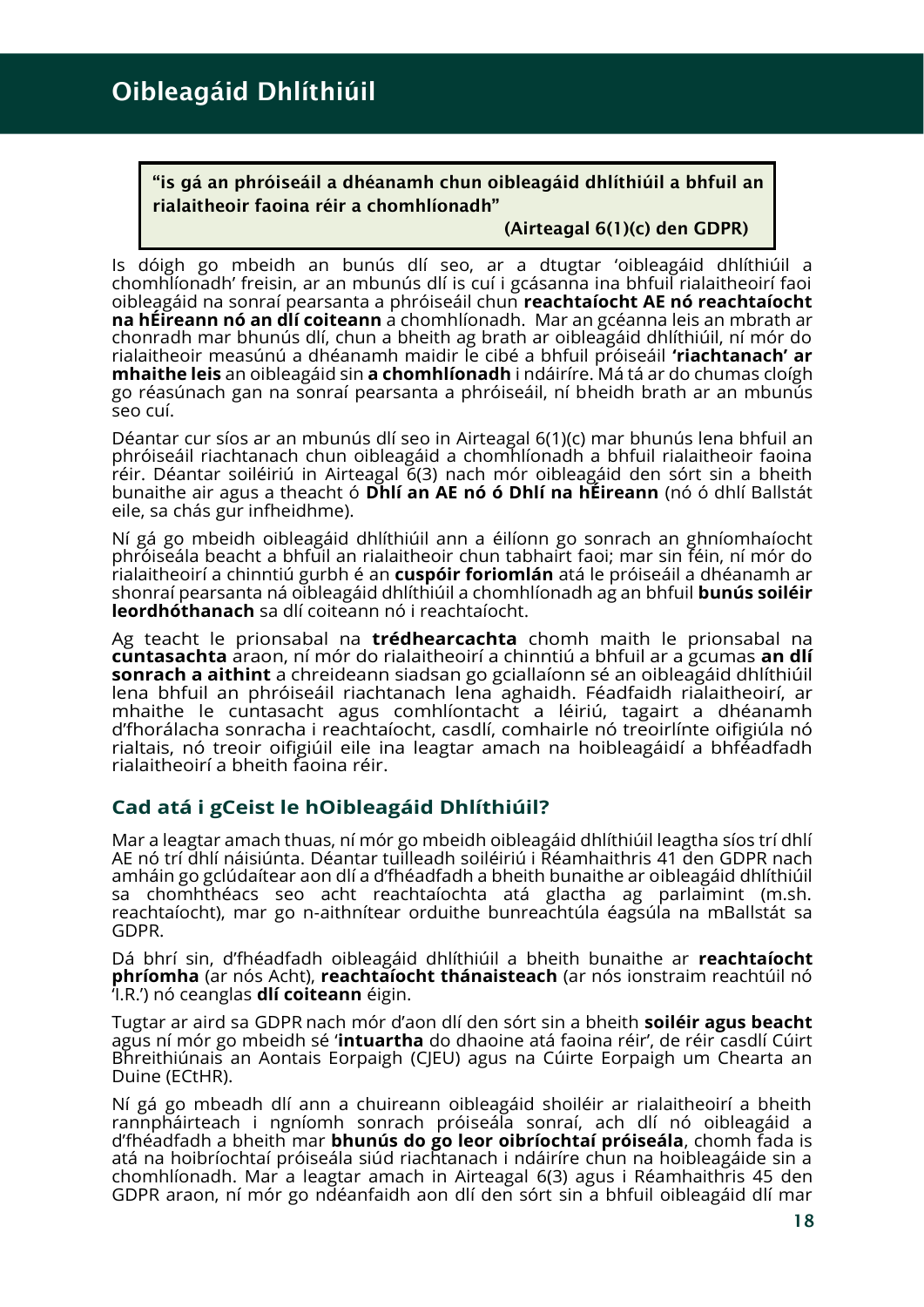# Oibleagáid Dhlíthiúil

> **"is gá an phróiseáil a dhéanamh chun oibleagáid dhlíthiúil a bhfuil an rialaitheoir faoina réir a chomhlíonadh"**
>
> **(Airteagal 6(1)(c) den GDPR)**

Is dóigh go mbeidh an bunús dlí seo, ar a dtugtar 'oibleagáid dhlíthiúil a chomhlíonadh' freisin, ar an mbunús dlí is cuí i gcásanna ina bhfuil rialaitheoirí faoi oibleagáid na sonraí pearsanta a phróiseáil chun **reachtaíocht AE nó reachtaíocht na hÉireann nó an dlí coiteann** a chomhlíonadh. Mar an gcéanna leis an mbrath ar chonradh mar bhunús dlí, chun a bheith ag brath ar oibleagáid dhlíthiúil, ní mór do rialaitheoir measúnú a dhéanamh maidir le cibé a bhfuil próiseáil **'riachtanach' ar mhaithe leis** an oibleagáid sin **a chomhlíonadh** i ndáiríre. Má tá ar do chumas cloígh go réasúnach gan na sonraí pearsanta a phróiseáil, ní bheidh brath ar an mbunús seo cuí.

Déantar cur síos ar an mbunús dlí seo in Airteagal 6(1)(c) mar bhunús lena bhfuil an phróiseáil riachtanach chun oibleagáid a chomhlíonadh a bhfuil rialaitheoir faoina réir. Déantar soiléiriú in Airteagal 6(3) nach mór oibleagáid den sórt sin a bheith bunaithe air agus a theacht ó **Dhlí an AE nó ó Dhlí na hÉireann** (nó ó dhlí Ballstát eile, sa chás gur infheidhme).

Ní gá go mbeidh oibleagáid dhlíthiúil ann a éilíonn go sonrach an ghníomhaíocht phróiseála beacht a bhfuil an rialaitheoir chun tabhairt faoi; mar sin féin, ní mór do rialaitheoirí a chinntiú gurbh é an **cuspóir foriomlán** atá le próiseáil a dhéanamh ar shonraí pearsanta ná oibleagáid dhlíthiúil a chomhlíonadh ag an bhfuil **bunús soiléir leordhóthanach** sa dlí coiteann nó i reachtaíocht.

Ag teacht le prionsabal na **trédhearcachta** chomh maith le prionsabal na **cuntasachta** araon, ní mór do rialaitheoirí a chinntiú a bhfuil ar a gcumas **an dlí sonrach a aithint** a chreideann siadsan go gciallaíonn sé an oibleagáid dhlíthiúil lena bhfuil an phróiseáil riachtanach lena aghaidh. Féadfaidh rialaitheoirí, ar mhaithe le cuntasacht agus comhlíontacht a léiriú, tagairt a dhéanamh d'fhorálacha sonracha i reachtaíocht, casdlí, comhairle nó treoirlínte oifigiúla nó rialtais, nó treoir oifigiúil eile ina leagtar amach na hoibleagáidí a bhféadfadh rialaitheoirí a bheith faoina réir.

## Cad atá i gCeist le hOibleagáid Dhlíthiúil?

Mar a leagtar amach thuas, ní mór go mbeidh oibleagáid dhlíthiúil leagtha síos trí dhlí AE nó trí dhlí náisiúnta. Déantar tuilleadh soiléiriú i Réamhaithris 41 den GDPR nach amháin go gclúdaítear aon dlí a d'fhéadfadh a bheith bunaithe ar oibleagáid dhlíthiúil sa chomhthéacs seo acht reachtaíochta atá glactha ag parlaimint (m.sh. reachtaíocht), mar go n-aithnítear orduithe bunreachtúla éagsúla na mBallstát sa GDPR.

Dá bhrí sin, d'fhéadfadh oibleagáid dhlíthiúil a bheith bunaithe ar **reachtaíocht phríomha** (ar nós Acht), **reachtaíocht thánaisteach** (ar nós ionstraim reachtúil nó 'I.R.') nó ceanglas **dlí coiteann** éigin.

Tugtar ar aird sa GDPR nach mór d'aon dlí den sórt sin a bheith **soiléir agus beacht** agus ní mór go mbeidh sé '**intuartha** do dhaoine atá faoina réir', de réir casdlí Cúirt Bhreithiúnais an Aontais Eorpaigh (CJEU) agus na Cúirte Eorpaigh um Chearta an Duine (ECtHR).

Ní gá go mbeadh dlí ann a chuireann oibleagáid shoiléir ar rialaitheoirí a bheith rannpháirteach i ngníomh sonrach próiseála sonraí, ach dlí nó oibleagáid a d'fhéadfadh a bheith mar **bhunús do go leor oibríochtaí próiseála**, chomh fada is atá na hoibríochtaí próiseála siúd riachtanach i ndáiríre chun na hoibleagáide sin a chomhlíonadh. Mar a leagtar amach in Airteagal 6(3) agus i Réamhaithris 45 den GDPR araon, ní mór go ndéanfaidh aon dlí den sórt sin a bhfuil oibleagáid dlí mar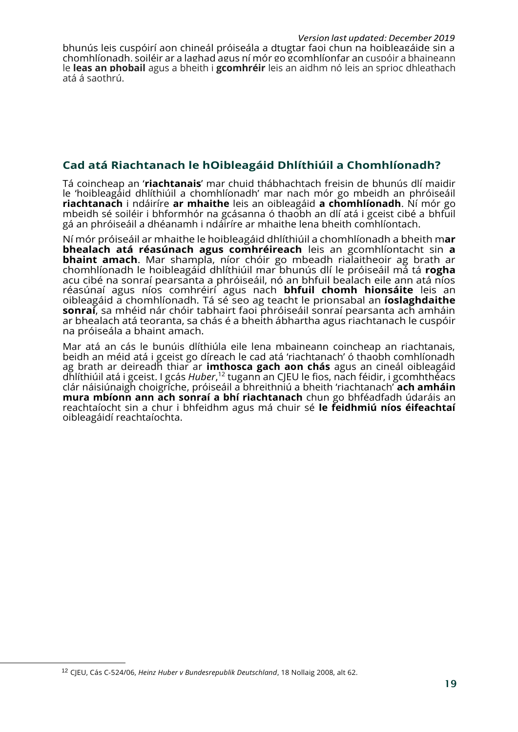bhunús leis cuspóirí aon chineál próiseála a dtugtar faoi chun na hoibleagáide sin a chomhlíonadh, soiléir ar a laghad agus ní mór go gcomhlíonfar an cuspóir a bhaineann le **leas an phobail** agus a bheith i **gcomhréir** leis an aidhm nó leis an sprioc dhleathach atá á saothrú.

## Cad atá Riachtanach le hOibleagáid Dhlíthiúil a Chomhlíonadh?

Tá coincheap an '**riachtanais**' mar chuid thábhachtach freisin de bhunús dlí maidir le 'hoibleagáid dhlíthiúil a chomhlíonadh' mar nach mór go mbeidh an phróiseáil **riachtanach** i ndáiríre **ar mhaithe** leis an oibleagáid **a chomhlíonadh**. Ní mór go mbeidh sé soiléir i bhformhór na gcásanna ó thaobh an dlí atá i gceist cibé a bhfuil gá an phróiseáil a dhéanamh i ndáiríre ar mhaithe lena bheith comhlíontach.

Ní mór próiseáil ar mhaithe le hoibleagáid dhlíthiúil a chomhlíonadh a bheith m**ar bhealach atá réasúnach agus comhréireach** leis an gcomhlíontacht sin **a bhaint amach**. Mar shampla, níor chóir go mbeadh rialaitheoir ag brath ar chomhlíonadh le hoibleagáid dhlíthiúil mar bhunús dlí le próiseáil má tá **rogha** acu cibé na sonraí pearsanta a phróiseáil, nó an bhfuil bealach eile ann atá níos réasúnaí agus níos comhréirí agus nach **bhfuil chomh hionsáite** leis an oibleagáid a chomhlíonadh. Tá sé seo ag teacht le prionsabal an **íoslaghdaithe sonraí**, sa mhéid nár chóir tabhairt faoi phróiseáil sonraí pearsanta ach amháin ar bhealach atá teoranta, sa chás é a bheith ábhartha agus riachtanach le cuspóir na próiseála a bhaint amach.

Mar atá an cás le bunúis dlíthiúla eile lena mbaineann coincheap an riachtanais, beidh an méid atá i gceist go díreach le cad atá 'riachtanach' ó thaobh comhlíonadh ag brath ar deireadh thiar ar **imthosca gach aon chás** agus an cineál oibleagáid dhlíthiúil atá i gceist. I gcás *Huber*,[12] tugann an CJEU le fios, nach féidir, i gcomhthéacs clár náisiúnaigh choigríche, próiseáil a bhreithniú a bheith 'riachtanach' **ach amháin mura mbíonn ann ach sonraí a bhí riachtanach** chun go bhféadfadh údaráis an reachtaíocht sin a chur i bhfeidhm agus má chuir sé **le feidhmiú níos éifeachtaí** oibleagáidí reachtaíochta.

[12] CJEU, Cás C-524/06, *Heinz Huber v Bundesrepublik Deutschland*, 18 Nollaig 2008, alt 62.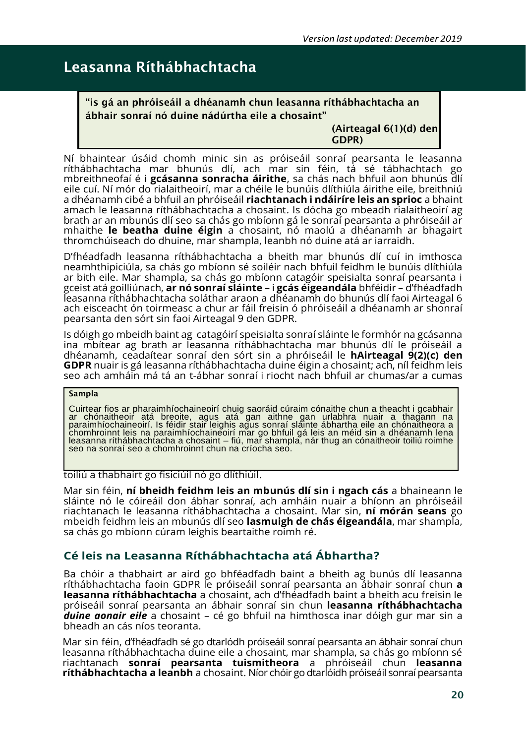# Leasanna Ríthábhachtacha

> **"is gá an phróiseáil a dhéanamh chun leasanna ríthábhachtacha an ábhair sonraí nó duine nádúrtha eile a chosaint"**
>
> **(Airteagal 6(1)(d) den GDPR)**

Ní bhaintear úsáid chomh minic sin as próiseáil sonraí pearsanta le leasanna ríthábhachtacha mar bhunús dlí, ach mar sin féin, tá sé tábhachtach go mbreithneofaí é i **gcásanna sonracha áirithe**, sa chás nach bhfuil aon bhunús dlí eile cuí. Ní mór do rialaitheoirí, mar a chéile le bunúis dlíthiúla áirithe eile, breithniú a dhéanamh cibé a bhfuil an phróiseáil **riachtanach i ndáiríre leis an sprioc** a bhaint amach le leasanna ríthábhachtacha a chosaint. Is dócha go mbeadh rialaitheoirí ag brath ar an mbunús dlí seo sa chás go mbíonn gá le sonraí pearsanta a phróiseáil ar mhaithe **le beatha duine éigin** a chosaint, nó maolú a dhéanamh ar bhagairt thromchúiseach do dhuine, mar shampla, leanbh nó duine atá ar iarraidh.

D'fhéadfadh leasanna ríthábhachtacha a bheith mar bhunús dlí cuí in imthosca neamhthipiciúla, sa chás go mbíonn sé soiléir nach bhfuil feidhm le bunúis dlíthiúla ar bith eile. Mar shampla, sa chás go mbíonn catagóir speisialta sonraí pearsanta i gceist atá goilliúnach, **ar nó sonraí sláinte** – i **gcás éigeandála** bhféidir – d'fhéadfadh leasanna ríthábhachtacha soláthar araon a dhéanamh do bhunús dlí faoi Airteagal 6 ach eisceacht ón toirmeasc a chur ar fáil freisin ó phróiseáil a dhéanamh ar shonraí pearsanta den sórt sin faoi Airteagal 9 den GDPR.

Is dóigh go mbeidh baint ag catagóirí speisialta sonraí sláinte le formhór na gcásanna ina mbítear ag brath ar leasanna ríthábhachtacha mar bhunús dlí le próiseáil a dhéanamh, ceadaítear sonraí den sórt sin a phróiseáil le **hAirteagal 9(2)(c) den GDPR** nuair is gá leasanna ríthábhachtacha duine éigin a chosaint; ach, níl feidhm leis seo ach amháin má tá an t-ábhar sonraí i riocht nach bhfuil ar chumas/ar a cumas toiliú a thabhairt go fisiciúil nó go dlíthiúil.

> **Sampla**
>
> Cuirtear fios ar pharaimhíochaineoirí chuig saoráid cúraim cónaithe chun a theacht i gcabhair ar chónaitheoir atá breoite, agus atá gan aithne gan urlabhra nuair a thagann na paraimhíochaineoirí. Is féidir stair leighis agus sonraí sláinte ábhartha eile an chónaitheora a chomhroinnt leis na paraimhíochaineoirí mar go bhfuil gá leis an méid sin a dhéanamh lena leasanna ríthábhachtacha a chosaint – fiú, mar shampla, nár thug an cónaitheoir toiliú roimhe seo na sonraí seo a chomhroinnt chun na críocha seo.

Mar sin féin, **ní bheidh feidhm leis an mbunús dlí sin i ngach cás** a bhaineann le sláinte nó le cóireáil don ábhar sonraí, ach amháin nuair a bhíonn an phróiseáil riachtanach le leasanna ríthábhachtacha a chosaint. Mar sin, **ní mórán seans** go mbeidh feidhm leis an mbunús dlí seo **lasmuigh de chás éigeandála**, mar shampla, sa chás go mbíonn cúram leighis beartaithe roimh ré.

## Cé leis na Leasanna Ríthábhachtacha atá Ábhartha?

Ba chóir a thabhairt ar aird go bhféadfadh baint a bheith ag bunús dlí leasanna ríthábhachtacha faoin GDPR le próiseáil sonraí pearsanta an ábhair sonraí chun **a leasanna ríthábhachtacha** a chosaint, ach d'fhéadfadh baint a bheith acu freisin le próiseáil sonraí pearsanta an ábhair sonraí sin chun **leasanna ríthábhachtacha *duine aonair eile*** a chosaint – cé go bhfuil na himthosca inar dóigh gur mar sin a bheadh an cás níos teoranta.

Mar sin féin, d'fhéadfadh sé go dtarlódh próiseáil sonraí pearsanta an ábhair sonraí chun leasanna ríthábhachtacha duine eile a chosaint, mar shampla, sa chás go mbíonn sé riachtanach **sonraí pearsanta tuismitheora** a phróiseáil chun **leasanna ríthábhachtacha a leanbh** a chosaint. Níor chóir go dtarlóidh próiseáil sonraí pearsanta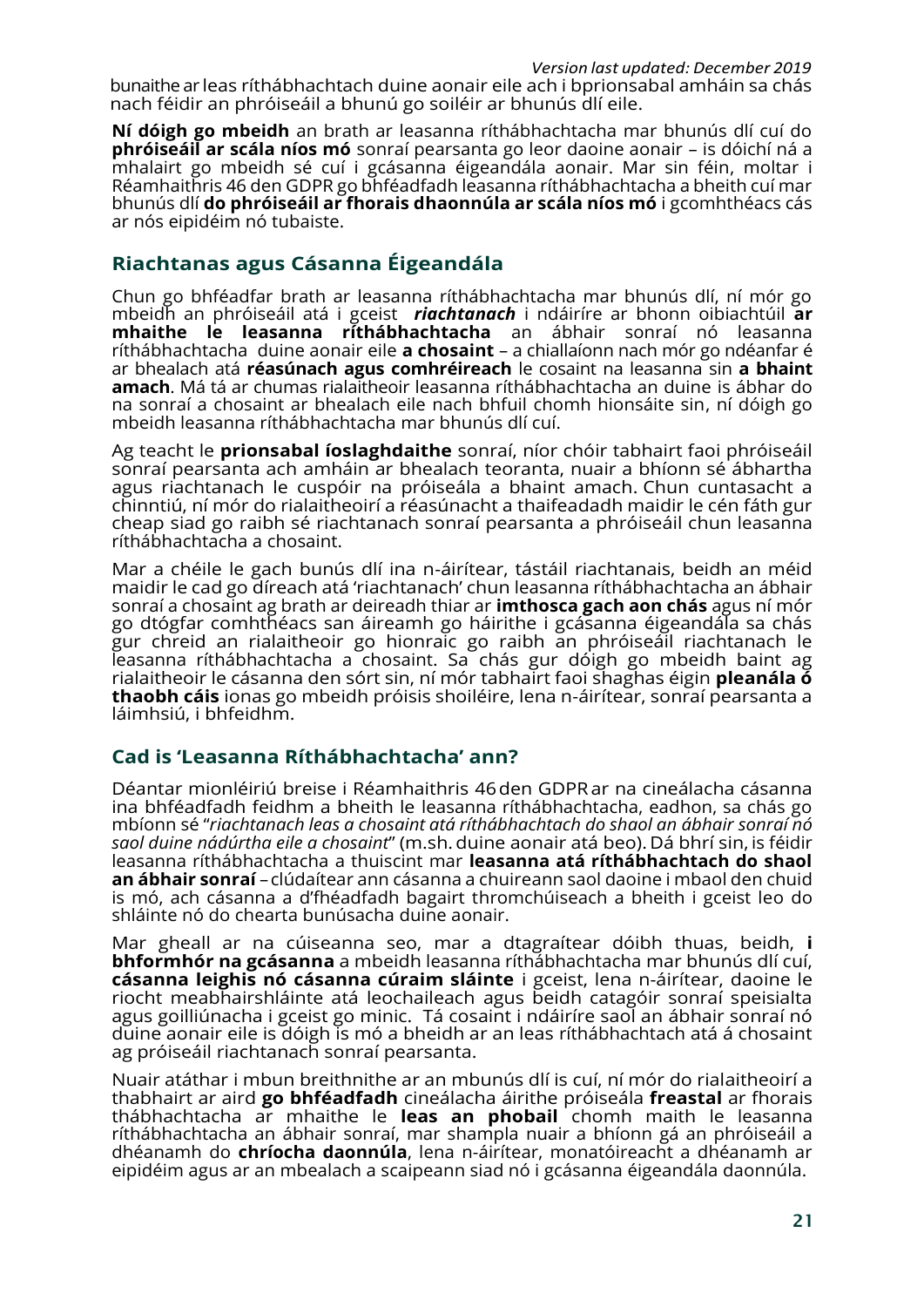bunaithe ar leas ríthábhachtach duine aonair eile ach i bprionsabal amháin sa chás nach féidir an phróiseáil a bhunú go soiléir ar bhunús dlí eile.

**Ní dóigh go mbeidh** an brath ar leasanna ríthábhachtacha mar bhunús dlí cuí do **phróiseáil ar scála níos mó** sonraí pearsanta go leor daoine aonair – is dóichí ná a mhalairt go mbeidh sé cuí i gcásanna éigeandála aonair. Mar sin féin, moltar i Réamhaithris 46 den GDPR go bhféadfadh leasanna ríthábhachtacha a bheith cuí mar bhunús dlí **do phróiseáil ar fhorais dhaonnúla ar scála níos mó** i gcomhthéacs cás ar nós eipidéim nó tubaiste.

## Riachtanas agus Cásanna Éigeandála

Chun go bhféadfar brath ar leasanna ríthábhachtacha mar bhunús dlí, ní mór go mbeidh an phróiseáil atá i gceist ***riachtanach*** i ndáiríre ar bhonn oibiachtúil **ar mhaithe le leasanna ríthábhachtacha** an ábhair sonraí nó leasanna ríthábhachtacha duine aonair eile **a chosaint** – a chiallaíonn nach mór go ndéanfar é ar bhealach atá **réasúnach agus comhréireach** le cosaint na leasanna sin **a bhaint amach**. Má tá ar chumas rialaitheoir leasanna ríthábhachtacha an duine is ábhar do na sonraí a chosaint ar bhealach eile nach bhfuil chomh hionsáite sin, ní dóigh go mbeidh leasanna ríthábhachtacha mar bhunús dlí cuí.

Ag teacht le **prionsabal íoslaghdaithe** sonraí, níor chóir tabhairt faoi phróiseáil sonraí pearsanta ach amháin ar bhealach teoranta, nuair a bhíonn sé ábhartha agus riachtanach le cuspóir na próiseála a bhaint amach. Chun cuntasacht a chinntiú, ní mór do rialaitheoirí a réasúnacht a thaifeadadh maidir le cén fáth gur cheap siad go raibh sé riachtanach sonraí pearsanta a phróiseáil chun leasanna ríthábhachtacha a chosaint.

Mar a chéile le gach bunús dlí ina n-áirítear, tástáil riachtanais, beidh an méid maidir le cad go díreach atá 'riachtanach' chun leasanna ríthábhachtacha an ábhair sonraí a chosaint ag brath ar deireadh thiar ar **imthosca gach aon chás** agus ní mór go dtógfar comhthéacs san áireamh go háirithe i gcásanna éigeandála sa chás gur chreid an rialaitheoir go hionraic go raibh an phróiseáil riachtanach le leasanna ríthábhachtacha a chosaint. Sa chás gur dóigh go mbeidh baint ag rialaitheoir le cásanna den sórt sin, ní mór tabhairt faoi shaghas éigin **pleanála ó thaobh cáis** ionas go mbeidh próisis shoiléire, lena n-áirítear, sonraí pearsanta a láimhsiú, i bhfeidhm.

## Cad is 'Leasanna Ríthábhachtacha' ann?

Déantar mionléiriú breise i Réamhaithris 46 den GDPR ar na cineálacha cásanna ina bhféadfadh feidhm a bheith le leasanna ríthábhachtacha, eadhon, sa chás go mbíonn sé "*riachtanach leas a chosaint atá ríthábhachtach do shaol an ábhair sonraí nó saol duine nádúrtha eile a chosaint*" (m.sh. duine aonair atá beo). Dá bhrí sin, is féidir leasanna ríthábhachtacha a thuiscint mar **leasanna atá ríthábhachtach do shaol an ábhair sonraí** – clúdaítear ann cásanna a chuireann saol daoine i mbaol den chuid is mó, ach cásanna a d'fhéadfadh bagairt thromchúiseach a bheith i gceist leo do shláinte nó do chearta bunúsacha duine aonair.

Mar gheall ar na cúiseanna seo, mar a dtagraítear dóibh thuas, beidh, **i bhformhór na gcásanna** a mbeidh leasanna ríthábhachtacha mar bhunús dlí cuí, **cásanna leighis nó cásanna cúraim sláinte** i gceist, lena n-áirítear, daoine le riocht meabhairshláinte atá leochaileach agus beidh catagóir sonraí speisialta agus goilliúnacha i gceist go minic. Tá cosaint i ndáiríre saol an ábhair sonraí nó duine aonair eile is dóigh is mó a bheidh ar an leas ríthábhachtach atá á chosaint ag próiseáil riachtanach sonraí pearsanta.

Nuair atáthar i mbun breithnithe ar an mbunús dlí is cuí, ní mór do rialaitheoirí a thabhairt ar aird **go bhféadfadh** cineálacha áirithe próiseála **freastal** ar fhorais thábhachtacha ar mhaithe le **leas an phobail** chomh maith le leasanna ríthábhachtacha an ábhair sonraí, mar shampla nuair a bhíonn gá an phróiseáil a dhéanamh do **chríocha daonnúla**, lena n-áirítear, monatóireacht a dhéanamh ar eipidéim agus ar an mbealach a scaipeann siad nó i gcásanna éigeandála daonnúla.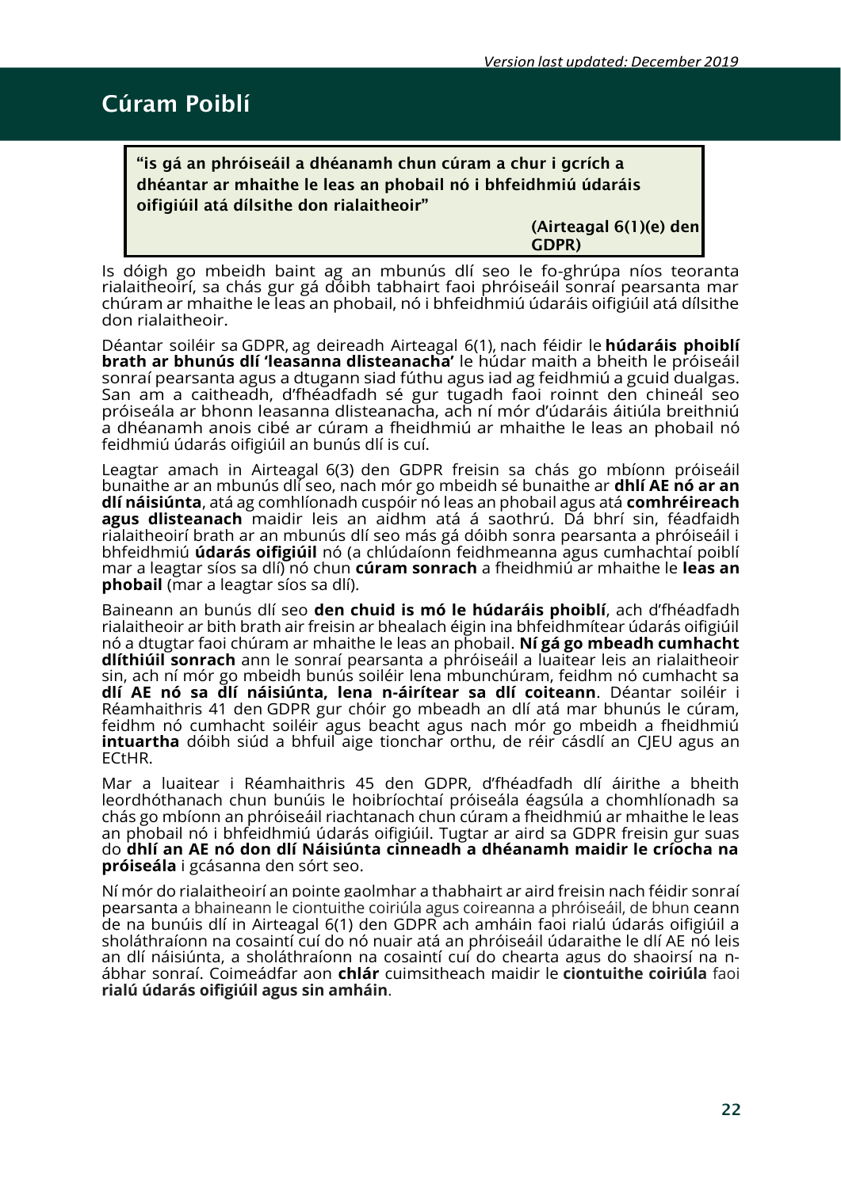# Cúram Poiblí

> **"is gá an phróiseáil a dhéanamh chun cúram a chur i gcrích a dhéantar ar mhaithe le leas an phobail nó i bhfeidhmiú údaráis oifigiúil atá dílsithe don rialaitheoir"**
>
> **(Airteagal 6(1)(e) den GDPR)**

Is dóigh go mbeidh baint ag an mbunús dlí seo le fo-ghrúpa níos teoranta rialaitheoirí, sa chás gur gá dóibh tabhairt faoi phróiseáil sonraí pearsanta mar chúram ar mhaithe le leas an phobail, nó i bhfeidhmiú údaráis oifigiúil atá dílsithe don rialaitheoir.

Déantar soiléir sa GDPR, ag deireadh Airteagal 6(1), nach féidir le **húdaráis phoiblí brath ar bhunús dlí 'leasanna dlisteanacha'** le húdar maith a bheith le próiseáil sonraí pearsanta agus a dtugann siad fúthu agus iad ag feidhmiú a gcuid dualgas. San am a caitheadh, d'fhéadfadh sé gur tugadh faoi roinnt den chineál seo próiseála ar bhonn leasanna dlisteanacha, ach ní mór d'údaráis áitiúla breithniú a dhéanamh anois cibé ar cúram a fheidhmiú ar mhaithe le leas an phobail nó feidhmiú údarás oifigiúil an bunús dlí is cuí.

Leagtar amach in Airteagal 6(3) den GDPR freisin sa chás go mbíonn próiseáil bunaithe ar an mbunús dlí seo, nach mór go mbeidh sé bunaithe ar **dhlí AE nó ar an dlí náisiúnta**, atá ag comhlíonadh cuspóir nó leas an phobail agus atá **comhréireach agus dlisteanach** maidir leis an aidhm atá á saothrú. Dá bhrí sin, féadfaidh rialaitheoirí brath ar an mbunús dlí seo más gá dóibh sonra pearsanta a phróiseáil i bhfeidhmiú **údarás oifigiúil** nó (a chlúdaíonn feidhmeanna agus cumhachtaí poiblí mar a leagtar síos sa dlí) nó chun **cúram sonrach** a fheidhmiú ar mhaithe le **leas an phobail** (mar a leagtar síos sa dlí).

Baineann an bunús dlí seo **den chuid is mó le húdaráis phoiblí**, ach d'fhéadfadh rialaitheoir ar bith brath air freisin ar bhealach éigin ina bhfeidhmítear údarás oifigiúil nó a dtugtar faoi chúram ar mhaithe le leas an phobail. **Ní gá go mbeadh cumhacht dlíthiúil sonrach** ann le sonraí pearsanta a phróiseáil a luaitear leis an rialaitheoir sin, ach ní mór go mbeidh bunús soiléir lena mbunchúram, feidhm nó cumhacht sa **dlí AE nó sa dlí náisiúnta, lena n-áirítear sa dlí coiteann**. Déantar soiléir i Réamhaithris 41 den GDPR gur chóir go mbeadh an dlí atá mar bhunús le cúram, feidhm nó cumhacht soiléir agus beacht agus nach mór go mbeidh a fheidhmiú **intuartha** dóibh siúd a bhfuil aige tionchar orthu, de réir cásdlí an CJEU agus an ECtHR.

Mar a luaitear i Réamhaithris 45 den GDPR, d'fhéadfadh dlí áirithe a bheith leordhóthanach chun bunúis le hoibríochtaí próiseála éagsúla a chomhlíonadh sa chás go mbíonn an phróiseáil riachtanach chun cúram a fheidhmiú ar mhaithe le leas an phobail nó i bhfeidhmiú údarás oifigiúil. Tugtar ar aird sa GDPR freisin gur suas do **dhlí an AE nó don dlí Náisiúnta cinneadh a dhéanamh maidir le críocha na próiseála** i gcásanna den sórt seo.

Ní mór do rialaitheoirí an pointe gaolmhar a thabhairt ar aird freisin nach féidir sonraí pearsanta a bhaineann le ciontuithe coiriúla agus coireanna a phróiseáil, de bhun ceann de na bunúis dlí in Airteagal 6(1) den GDPR ach amháin faoi rialú údarás oifigiúil a sholáthraíonn na cosaintí cuí do nó nuair atá an phróiseáil údaraithe le dlí AE nó leis an dlí náisiúnta, a sholáthraíonn na cosaintí cuí do chearta agus do shaoirsí na n-ábhar sonraí. Coimeádfar aon **chlár** cuimsitheach maidir le **ciontuithe coiriúla** faoi **rialú údarás oifigiúil agus sin amháin**.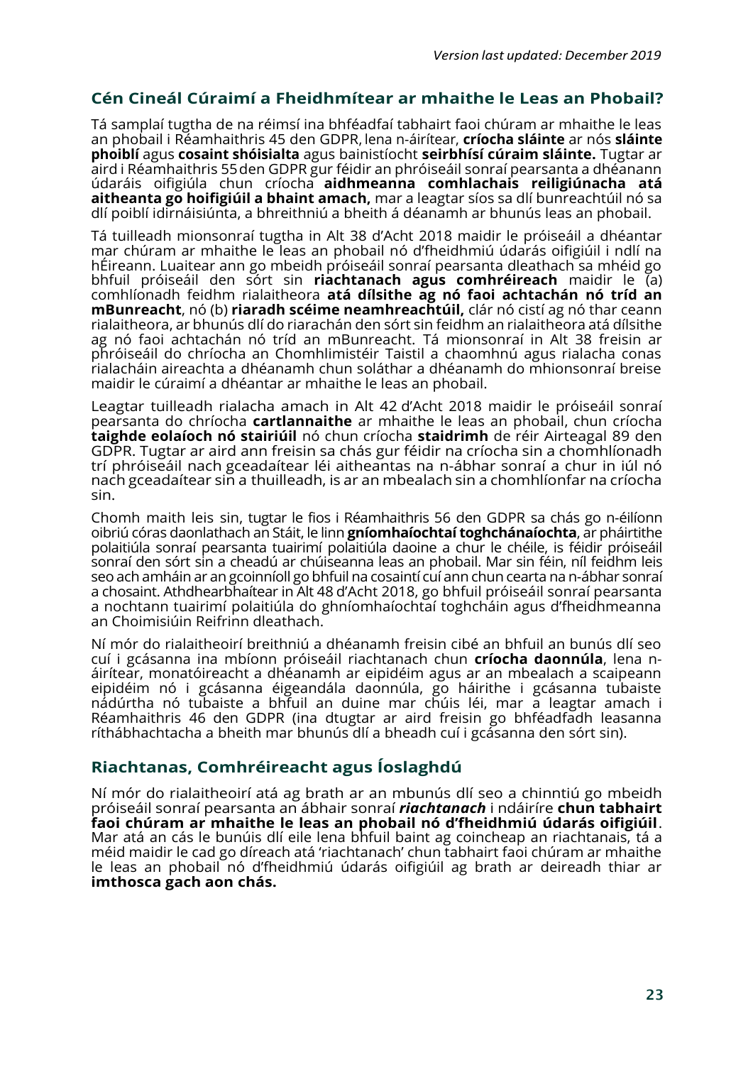## Cén Cineál Cúraimí a Fheidhmítear ar mhaithe le Leas an Phobail?

Tá samplaí tugtha de na réimsí ina bhféadfaí tabhairt faoi chúram ar mhaithe le leas an phobail i Réamhaithris 45 den GDPR, lena n-áirítear, **críocha sláinte** ar nós **sláinte phoiblí** agus **cosaint shóisialta** agus bainistíocht **seirbhísí cúraim sláinte.** Tugtar ar aird i Réamhaithris 55 den GDPR gur féidir an phróiseáil sonraí pearsanta a dhéanann údaráis oifigiúla chun críocha **aidhmeanna comhlachais reiligiúnacha atá aitheanta go hoifigiúil a bhaint amach,** mar a leagtar síos sa dlí bunreachtúil nó sa dlí poiblí idirnáisiúnta, a bhreithniú a bheith á déanamh ar bhunús leas an phobail.

Tá tuilleadh mionsonraí tugtha in Alt 38 d'Acht 2018 maidir le próiseáil a dhéantar mar chúram ar mhaithe le leas an phobail nó d'fheidhmiú údarás oifigiúil i ndlí na hÉireann. Luaitear ann go mbeidh próiseáil sonraí pearsanta dleathach sa mhéid go bhfuil próiseáil den sórt sin **riachtanach agus comhréireach** maidir le (a) comhlíonadh feidhm rialaitheora **atá dílsithe ag nó faoi achtachán nó tríd an mBunreacht**, nó (b) **riaradh scéime neamhreachtúil,** clár nó cistí ag nó thar ceann rialaitheora, ar bhunús dlí do riarachán den sórt sin feidhm an rialaitheora atá dílsithe ag nó faoi achtachán nó tríd an mBunreacht. Tá mionsonraí in Alt 38 freisin ar phróiseáil do chríocha an Chomhlimistéir Taistil a chaomhnú agus rialacha conas rialacháin aireachta a dhéanamh chun soláthar a dhéanamh do mhionsonraí breise maidir le cúraimí a dhéantar ar mhaithe le leas an phobail.

Leagtar tuilleadh rialacha amach in Alt 42 d'Acht 2018 maidir le próiseáil sonraí pearsanta do chríocha **cartlannaithe** ar mhaithe le leas an phobail, chun críocha **taighde eolaíoch nó stairiúil** nó chun críocha **staidrimh** de réir Airteagal 89 den GDPR. Tugtar ar aird ann freisin sa chás gur féidir na críocha sin a chomhlíonadh trí phróiseáil nach gceadaítear léi aitheantas na n-ábhar sonraí a chur in iúl nó nach gceadaítear sin a thuilleadh, is ar an mbealach sin a chomhlíonfar na críocha sin.

Chomh maith leis sin, tugtar le fios i Réamhaithris 56 den GDPR sa chás go n-éilíonn oibriú córas daonlathach an Stáit, le linn **gníomhaíochtaí toghchánaíochta**, ar pháirtithe polaitiúla sonraí pearsanta tuairimí polaitiúla daoine a chur le chéile, is féidir próiseáil sonraí den sórt sin a cheadú ar chúiseanna leas an phobail. Mar sin féin, níl feidhm leis seo ach amháin ar an gcoinníoll go bhfuil na cosaintí cuí ann chun cearta na n-ábhar sonraí a chosaint. Athdhearbhaítear in Alt 48 d'Acht 2018, go bhfuil próiseáil sonraí pearsanta a nochtann tuairimí polaitiúla do ghníomhaíochtaí toghcháin agus d'fheidhmeanna an Choimisiúin Reifrinn dleathach.

Ní mór do rialaitheoirí breithniú a dhéanamh freisin cibé an bhfuil an bunús dlí seo cuí i gcásanna ina mbíonn próiseáil riachtanach chun **críocha daonnúla**, lena n-áirítear, monatóireacht a dhéanamh ar eipidéim agus ar an mbealach a scaipeann eipidéim nó i gcásanna éigeandála daonnúla, go háirithe i gcásanna tubaiste nádúrtha nó tubaiste a bhfuil an duine mar chúis léi, mar a leagtar amach i Réamhaithris 46 den GDPR (ina dtugtar ar aird freisin go bhféadfadh leasanna ríthábhachtacha a bheith mar bhunús dlí a bheadh cuí i gcásanna den sórt sin).

## Riachtanas, Comhréireacht agus Íoslaghdú

Ní mór do rialaitheoirí atá ag brath ar an mbunús dlí seo a chinntiú go mbeidh próiseáil sonraí pearsanta an ábhair sonraí ***riachtanach*** i ndáiríre **chun tabhairt faoi chúram ar mhaithe le leas an phobail nó d'fheidhmiú údarás oifigiúil**. Mar atá an cás le bunúis dlí eile lena bhfuil baint ag coincheap an riachtanais, tá a méid maidir le cad go díreach atá 'riachtanach' chun tabhairt faoi chúram ar mhaithe le leas an phobail nó d'fheidhmiú údarás oifigiúil ag brath ar deireadh thiar ar **imthosca gach aon chás.**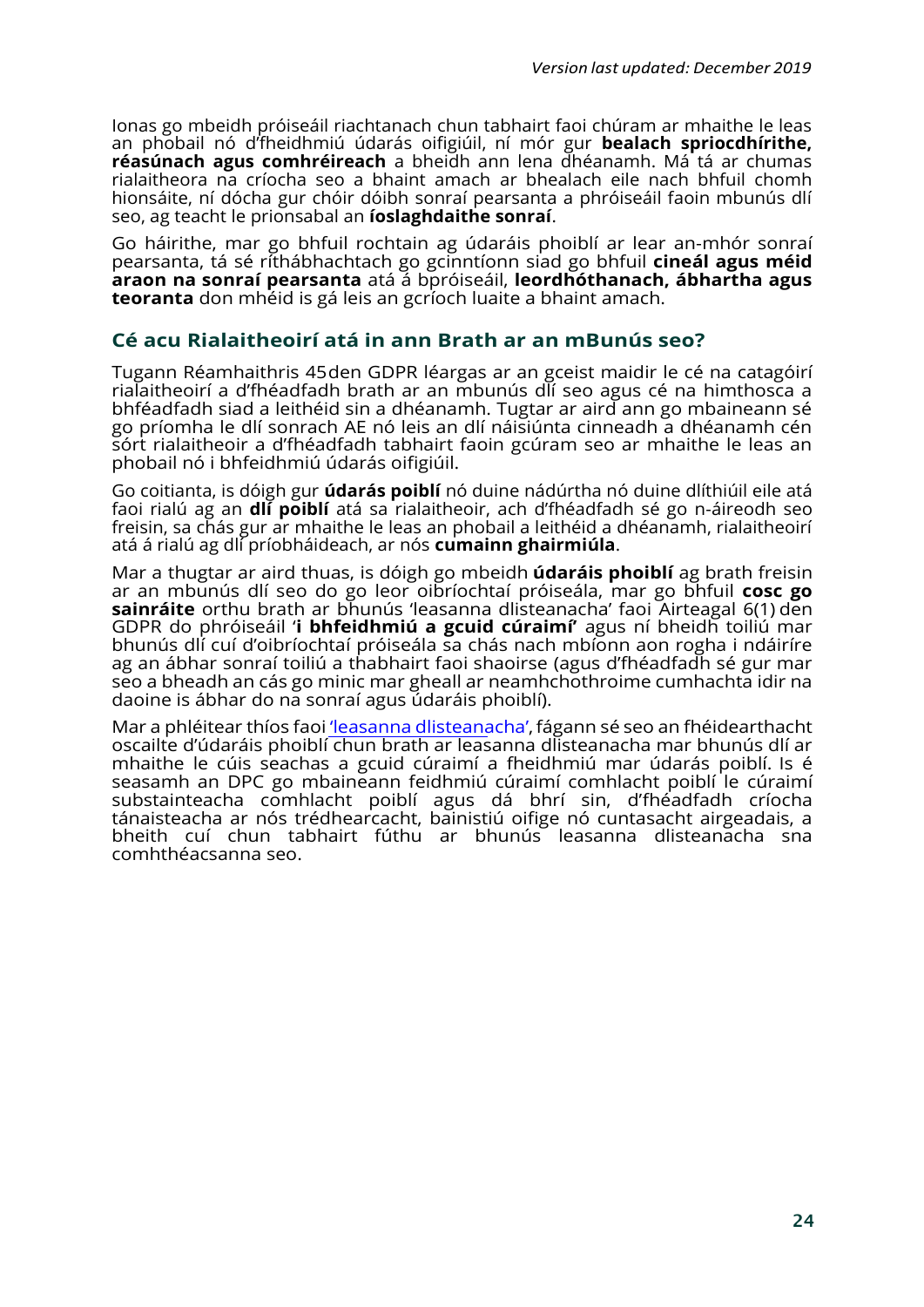Ionas go mbeidh próiseáil riachtanach chun tabhairt faoi chúram ar mhaithe le leas an phobail nó d'fheidhmiú údarás oifigiúil, ní mór gur **bealach spriocdhírithe, réasúnach agus comhréireach** a bheidh ann lena dhéanamh. Má tá ar chumas rialaitheora na críocha seo a bhaint amach ar bhealach eile nach bhfuil chomh hionsáite, ní dócha gur chóir dóibh sonraí pearsanta a phróiseáil faoin mbunús dlí seo, ag teacht le prionsabal an **íoslaghdaithe sonraí**.

Go háirithe, mar go bhfuil rochtain ag údaráis phoiblí ar lear an-mhór sonraí pearsanta, tá sé ríthábhachtach go gcinntíonn siad go bhfuil **cineál agus méid araon na sonraí pearsanta** atá á bpróiseáil, **leordhóthanach, ábhartha agus teoranta** don mhéid is gá leis an gcríoch luaite a bhaint amach.

## Cé acu Rialaitheoirí atá in ann Brath ar an mBunús seo?

Tugann Réamhaithris 45 den GDPR léargas ar an gceist maidir le cé na catagóirí rialaitheoirí a d'fhéadfadh brath ar an mbunús dlí seo agus cé na himthosca a bhféadfadh siad a leithéid sin a dhéanamh. Tugtar ar aird ann go mbaineann sé go príomha le dlí sonrach AE nó leis an dlí náisiúnta cinneadh a dhéanamh cén sórt rialaitheoir a d'fhéadfadh tabhairt faoin gcúram seo ar mhaithe le leas an phobail nó i bhfeidhmiú údarás oifigiúil.

Go coitianta, is dóigh gur **údarás poiblí** nó duine nádúrtha nó duine dlíthiúil eile atá faoi rialú ag an **dlí poiblí** atá sa rialaitheoir, ach d'fhéadfadh sé go n-áireodh seo freisin, sa chás gur ar mhaithe le leas an phobail a leithéid a dhéanamh, rialaitheoirí atá á rialú ag dlí príobháideach, ar nós **cumainn ghairmiúla**.

Mar a thugtar ar aird thuas, is dóigh go mbeidh **údaráis phoiblí** ag brath freisin ar an mbunús dlí seo do go leor oibríochtaí próiseála, mar go bhfuil **cosc go sainráite** orthu brath ar bhunús 'leasanna dlisteanacha' faoi Airteagal 6(1) den GDPR do phróiseáil '**i bhfeidhmiú a gcuid cúraimí'** agus ní bheidh toiliú mar bhunús dlí cuí d'oibríochtaí próiseála sa chás nach mbíonn aon rogha i ndáiríre ag an ábhar sonraí toiliú a thabhairt faoi shaoirse (agus d'fhéadfadh sé gur mar seo a bheadh an cás go minic mar gheall ar neamhchothroime cumhachta idir na daoine is ábhar do na sonraí agus údaráis phoiblí).

Mar a phléitear thíos faoi 'leasanna dlisteanacha', fágann sé seo an fhéidearthacht oscailte d'údaráis phoiblí chun brath ar leasanna dlisteanacha mar bhunús dlí ar mhaithe le cúis seachas a gcuid cúraimí a fheidhmiú mar údarás poiblí. Is é seasamh an DPC go mbaineann feidhmiú cúraimí comhlacht poiblí le cúraimí substainteacha comhlacht poiblí agus dá bhrí sin, d'fhéadfadh críocha tánaisteacha ar nós trédhearcacht, bainistiú oifige nó cuntasacht airgeadais, a bheith cuí chun tabhairt fúthu ar bhunús leasanna dlisteanacha sna comhthéacsanna seo.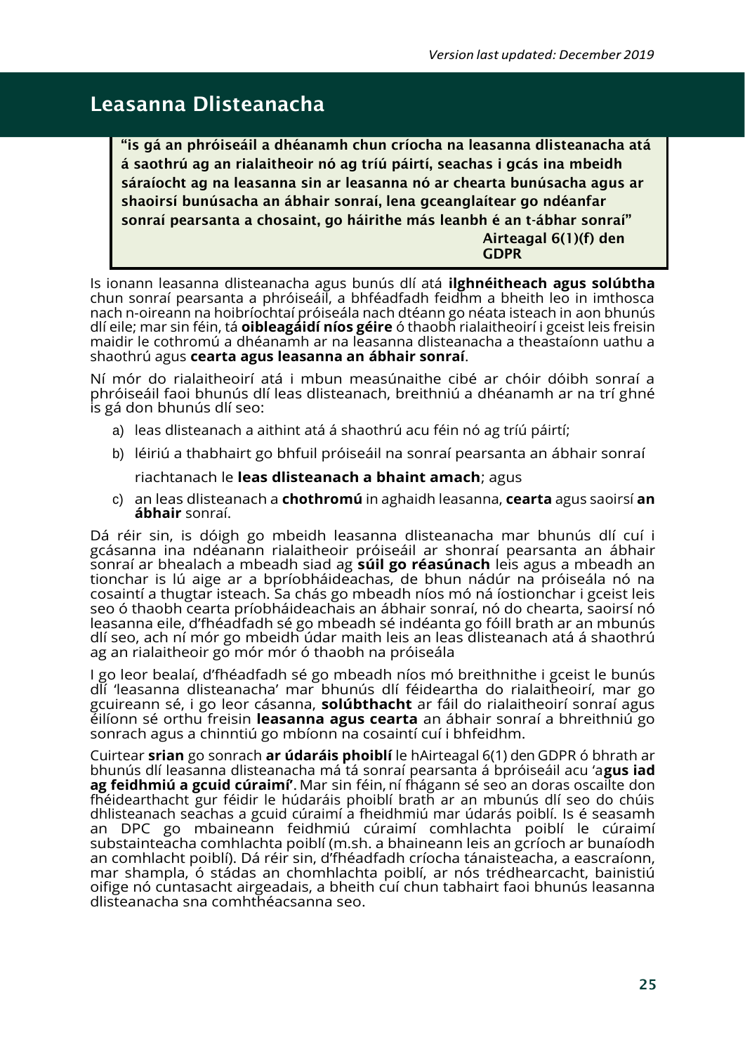# Leasanna Dlisteanacha

> **"is gá an phróiseáil a dhéanamh chun críocha na leasanna dlisteanacha atá á saothrú ag an rialaitheoir nó ag tríú páirtí, seachas i gcás ina mbeidh sáraíocht ag na leasanna sin ar leasanna nó ar chearta bunúsacha agus ar shaoirsí bunúsacha an ábhair sonraí, lena gceanglaítear go ndéanfar sonraí pearsanta a chosaint, go háirithe más leanbh é an t-ábhar sonraí"**
>
> **Airteagal 6(1)(f) den GDPR**

Is ionann leasanna dlisteanacha agus bunús dlí atá **ilghnéitheach agus solúbtha** chun sonraí pearsanta a phróiseáil, a bhféadfadh feidhm a bheith leo in imthosca nach n-oireann na hoibríochtaí próiseála nach dtéann go néata isteach in aon bhunús dlí eile; mar sin féin, tá **oibleagáidí níos géire** ó thaobh rialaitheoirí i gceist leis freisin maidir le cothromú a dhéanamh ar na leasanna dlisteanacha a theastaíonn uathu a shaothrú agus **cearta agus leasanna an ábhair sonraí**.

Ní mór do rialaitheoirí atá i mbun measúnaithe cibé ar chóir dóibh sonraí a phróiseáil faoi bhunús dlí leas dlisteanach, breithniú a dhéanamh ar na trí ghné is gá don bhunús dlí seo:

a) leas dlisteanach a aithint atá á shaothrú acu féin nó ag tríú páirtí;

b) léiriú a thabhairt go bhfuil próiseáil na sonraí pearsanta an ábhair sonraí riachtanach le **leas dlisteanach a bhaint amach**; agus

c) an leas dlisteanach a **chothromú** in aghaidh leasanna, **cearta** agus saoirsí **an ábhair** sonraí.

Dá réir sin, is dóigh go mbeidh leasanna dlisteanacha mar bhunús dlí cuí i gcásanna ina ndéanann rialaitheoir próiseáil ar shonraí pearsanta an ábhair sonraí ar bhealach a mbeadh siad ag **súil go réasúnach** leis agus a mbeadh an tionchar is lú aige ar a bpríobháideachas, de bhun nádúr na próiseála nó na cosaintí a thugtar isteach. Sa chás go mbeadh níos mó ná íostionchar i gceist leis seo ó thaobh cearta príobháideachais an ábhair sonraí, nó do chearta, saoirsí nó leasanna eile, d'fhéadfadh sé go mbeadh sé indéanta go fóill brath ar an mbunús dlí seo, ach ní mór go mbeidh údar maith leis an leas dlisteanach atá á shaothrú ag an rialaitheoir go mór mór ó thaobh na próiseála

I go leor bealaí, d'fhéadfadh sé go mbeadh níos mó breithnithe i gceist le bunús dlí 'leasanna dlisteanacha' mar bhunús dlí féideartha do rialaitheoirí, mar go gcuireann sé, i go leor cásanna, **solúbthacht** ar fáil do rialaitheoirí sonraí agus éilíonn sé orthu freisin **leasanna agus cearta** an ábhair sonraí a bhreithniú go sonrach agus a chinntiú go mbíonn na cosaintí cuí i bhfeidhm.

Cuirtear **srian** go sonrach **ar údaráis phoiblí** le hAirteagal 6(1) den GDPR ó bhrath ar bhunús dlí leasanna dlisteanacha má tá sonraí pearsanta á bpróiseáil acu 'a**gus iad ag feidhmiú a gcuid cúraimí'**. Mar sin féin, ní fhágann sé seo an doras oscailte don fhéidearthacht gur féidir le húdaráis phoiblí brath ar an mbunús dlí seo do chúis dhlisteanach seachas a gcuid cúraimí a fheidhmiú mar údarás poiblí. Is é seasamh an DPC go mbaineann feidhmiú cúraimí comhlachta poiblí le cúraimí substainteacha comhlachta poiblí (m.sh. a bhaineann leis an gcríoch ar bunaíodh an comhlacht poiblí). Dá réir sin, d'fhéadfadh críocha tánaisteacha, a eascraíonn, mar shampla, ó stádas an chomhlachta poiblí, ar nós trédhearcacht, bainistiú oifige nó cuntasacht airgeadais, a bheith cuí chun tabhairt faoi bhunús leasanna dlisteanacha sna comhthéacsanna seo.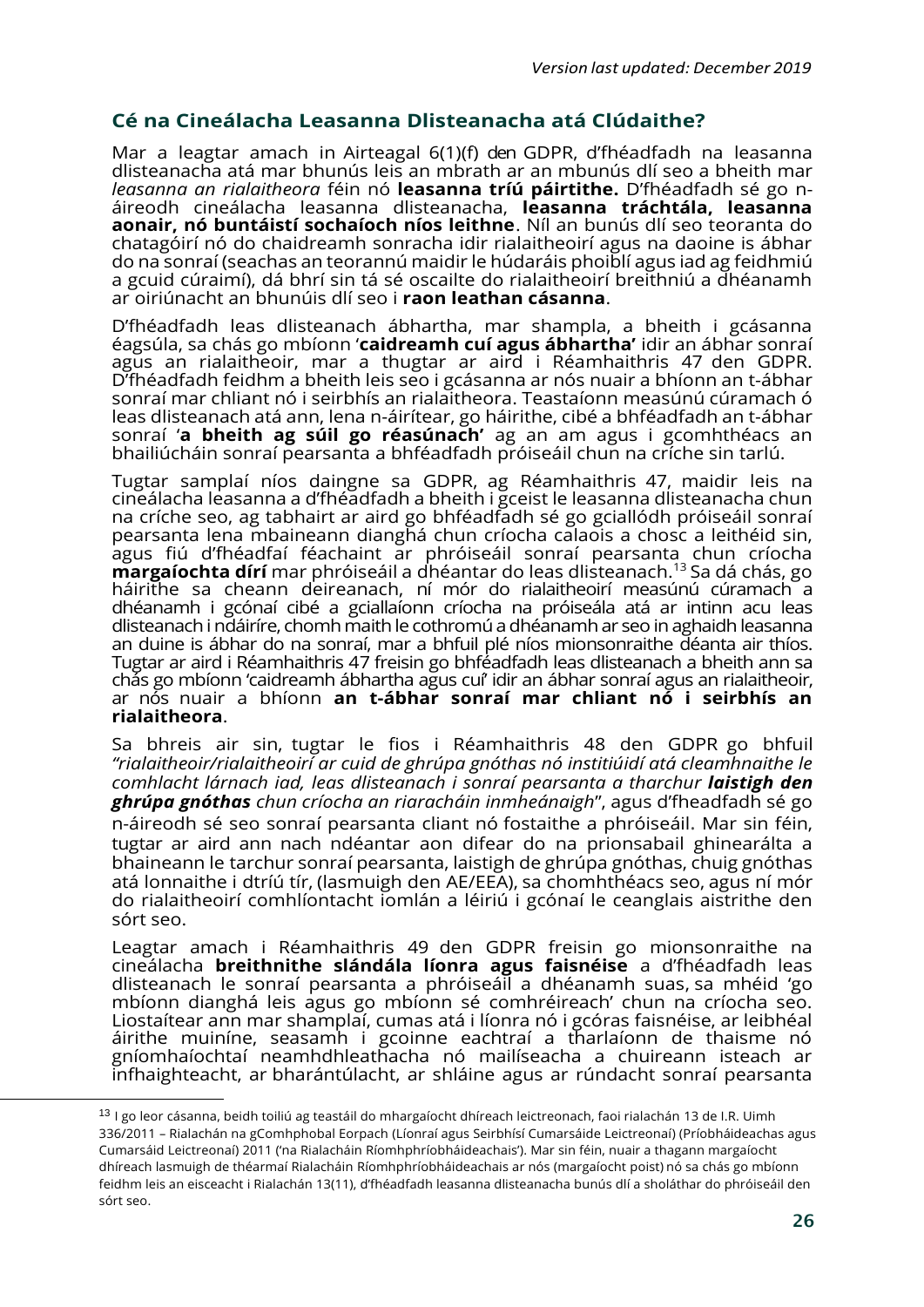## Cé na Cineálacha Leasanna Dlisteanacha atá Clúdaithe?

Mar a leagtar amach in Airteagal 6(1)(f) den GDPR, d'fhéadfadh na leasanna dlisteanacha atá mar bhunús leis an mbrath ar an mbunús dlí seo a bheith mar *leasanna an rialaitheora* féin nó **leasanna tríú páirtithe.** D'fhéadfadh sé go n-áireodh cineálacha leasanna dlisteanacha, **leasanna tráchtála, leasanna aonair, nó buntáistí sochaíoch níos leithne**. Níl an bunús dlí seo teoranta do chatagóirí nó do chaidreamh sonracha idir rialaitheoirí agus na daoine is ábhar do na sonraí (seachas an teorannú maidir le húdaráis phoiblí agus iad ag feidhmiú a gcuid cúraimí), dá bhrí sin tá sé oscailte do rialaitheoirí breithniú a dhéanamh ar oiriúnacht an bhunúis dlí seo i **raon leathan cásanna**.

D'fhéadfadh leas dlisteanach ábhartha, mar shampla, a bheith i gcásanna éagsúla, sa chás go mbíonn '**caidreamh cuí agus ábhartha'** idir an ábhar sonraí agus an rialaitheoir, mar a thugtar ar aird i Réamhaithris 47 den GDPR. D'fhéadfadh feidhm a bheith leis seo i gcásanna ar nós nuair a bhíonn an t-ábhar sonraí mar chliant nó i seirbhís an rialaitheora. Teastaíonn measúnú cúramach ó leas dlisteanach atá ann, lena n-áirítear, go háirithe, cibé a bhféadfadh an t-ábhar sonraí '**a bheith ag súil go réasúnach'** ag an am agus i gcomhthéacs an bhailiúcháin sonraí pearsanta a bhféadfadh próiseáil chun na críche sin tarlú.

Tugtar samplaí níos daingne sa GDPR, ag Réamhaithris 47, maidir leis na cineálacha leasanna a d'fhéadfadh a bheith i gceist le leasanna dlisteanacha chun na críche seo, ag tabhairt ar aird go bhféadfadh sé go gciallódh próiseáil sonraí pearsanta lena mbaineann dianghá chun críocha calaois a chosc a leithéid sin, agus fiú d'fhéadfaí féachaint ar phróiseáil sonraí pearsanta chun críocha **margaíochta dírí** mar phróiseáil a dhéantar do leas dlisteanach.[13] Sa dá chás, go háirithe sa cheann deireanach, ní mór do rialaitheoirí measúnú cúramach a dhéanamh i gcónaí cibé a gciallaíonn críocha na próiseála atá ar intinn acu leas dlisteanach i ndáiríre, chomh maith le cothromú a dhéanamh ar seo in aghaidh leasanna an duine is ábhar do na sonraí, mar a bhfuil plé níos mionsonraithe déanta air thíos. Tugtar ar aird i Réamhaithris 47 freisin go bhféadfadh leas dlisteanach a bheith ann sa chás go mbíonn 'caidreamh ábhartha agus cuí' idir an ábhar sonraí agus an rialaitheoir, ar nós nuair a bhíonn **an t-ábhar sonraí mar chliant nó i seirbhís an rialaitheora**.

Sa bhreis air sin, tugtar le fios i Réamhaithris 48 den GDPR go bhfuil *"rialaitheoir/rialaitheoirí ar cuid de ghrúpa gnóthas nó institiúidí atá cleamhnaithe le comhlacht lárnach iad, leas dlisteanach i sonraí pearsanta a tharchur **laistigh den ghrúpa gnóthas** chun críocha an riaracháin inmheánaigh*", agus d'fheadfadh sé go n-áireodh sé seo sonraí pearsanta cliant nó fostaithe a phróiseáil. Mar sin féin, tugtar ar aird ann nach ndéantar aon difear do na prionsabail ghinearálta a bhaineann le tarchur sonraí pearsanta, laistigh de ghrúpa gnóthas, chuig gnóthas atá lonnaithe i dtríú tír, (lasmuigh den AE/EEA), sa chomhthéacs seo, agus ní mór do rialaitheoirí comhlíontacht iomlán a léiriú i gcónaí le ceanglais aistrithe den sórt seo.

Leagtar amach i Réamhaithris 49 den GDPR freisin go mionsonraithe na cineálacha **breithnithe slándála líonra agus faisnéise** a d'fhéadfadh leas dlisteanach le sonraí pearsanta a phróiseáil a dhéanamh suas, sa mhéid 'go mbíonn dianghá leis agus go mbíonn sé comhréireach' chun na críocha seo. Liostaítear ann mar shamplaí, cumas atá i líonra nó i gcóras faisnéise, ar leibhéal áirithe muiníne, seasamh i gcoinne eachtraí a tharlaíonn de thaisme nó gníomhaíochtaí neamhdhleathacha nó mailíseacha a chuireann isteach ar infhaighteacht, ar bharántúlacht, ar shláine agus ar rúndacht sonraí pearsanta

[13] I go leor cásanna, beidh toiliú ag teastáil do mhargaíocht dhíreach leictreonach, faoi rialachán 13 de I.R. Uimh 336/2011 – Rialachán na gComhphobal Eorpach (Líonraí agus Seirbhísí Cumarsáide Leictreonaí) (Príobháideachas agus Cumarsáid Leictreonaí) 2011 ('na Rialacháin Ríomhphríobháideachais'). Mar sin féin, nuair a thagann margaíocht dhíreach lasmuigh de théarmaí Rialacháin Ríomhphríobháideachais ar nós (margaíocht poist) nó sa chás go mbíonn feidhm leis an eisceacht i Rialachán 13(11), d'fhéadfadh leasanna dlisteanacha bunús dlí a sholáthar do phróiseáil den sórt seo.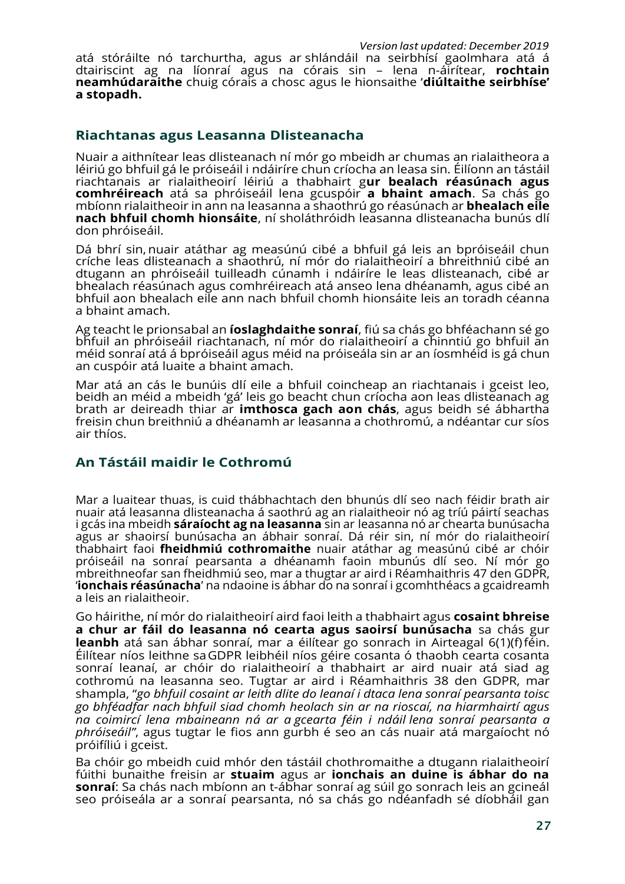atá stóráilte nó tarchurtha, agus ar shlándáil na seirbhísí gaolmhara atá á dtairiscint ag na líonraí agus na córais sin – lena n-áirítear, **rochtain neamhúdaraithe** chuig córais a chosc agus le hionsaithe '**diúltaithe seirbhíse' a stopadh.**

## Riachtanas agus Leasanna Dlisteanacha

Nuair a aithnítear leas dlisteanach ní mór go mbeidh ar chumas an rialaitheora a léiriú go bhfuil gá le próiseáil i ndáiríre chun críocha an leasa sin. Éilíonn an tástáil riachtanais ar rialaitheoirí léiriú a thabhairt g**ur bealach réasúnach agus comhréireach** atá sa phróiseáil lena gcuspóir **a bhaint amach**. Sa chás go mbíonn rialaitheoir in ann na leasanna a shaothrú go réasúnach ar **bhealach eile nach bhfuil chomh hionsáite**, ní sholáthróidh leasanna dlisteanacha bunús dlí don phróiseáil.

Dá bhrí sin, nuair atáthar ag measúnú cibé a bhfuil gá leis an bpróiseáil chun críche leas dlisteanach a shaothrú, ní mór do rialaitheoirí a bhreithniú cibé an dtugann an phróiseáil tuilleadh cúnamh i ndáiríre le leas dlisteanach, cibé ar bhealach réasúnach agus comhréireach atá anseo lena dhéanamh, agus cibé an bhfuil aon bhealach eile ann nach bhfuil chomh hionsáite leis an toradh céanna a bhaint amach.

Ag teacht le prionsabal an **íoslaghdaithe sonraí**, fiú sa chás go bhféachann sé go bhfuil an phróiseáil riachtanach, ní mór do rialaitheoirí a chinntiú go bhfuil an méid sonraí atá á bpróiseáil agus méid na próiseála sin ar an íosmhéid is gá chun an cuspóir atá luaite a bhaint amach.

Mar atá an cás le bunúis dlí eile a bhfuil coincheap an riachtanais i gceist leo, beidh an méid a mbeidh 'gá' leis go beacht chun críocha aon leas dlisteanach ag brath ar deireadh thiar ar **imthosca gach aon chás**, agus beidh sé ábhartha freisin chun breithniú a dhéanamh ar leasanna a chothromú, a ndéantar cur síos air thíos.

## An Tástáil maidir le Cothromú

Mar a luaitear thuas, is cuid thábhachtach den bhunús dlí seo nach féidir brath air nuair atá leasanna dlisteanacha á saothrú ag an rialaitheoir nó ag tríú páirtí seachas i gcás ina mbeidh **sáraíocht ag na leasanna** sin ar leasanna nó ar chearta bunúsacha agus ar shaoirsí bunúsacha an ábhair sonraí. Dá réir sin, ní mór do rialaitheoirí thabhairt faoi **fheidhmiú cothromaithe** nuair atáthar ag measúnú cibé ar chóir próiseáil na sonraí pearsanta a dhéanamh faoin mbunús dlí seo. Ní mór go mbreithneofar san fheidhmiú seo, mar a thugtar ar aird i Réamhaithris 47 den GDPR, '**ionchais réasúnacha**' na ndaoine is ábhar do na sonraí i gcomhthéacs a gcaidreamh a leis an rialaitheoir.

Go háirithe, ní mór do rialaitheoirí aird faoi leith a thabhairt agus **cosaint bhreise a chur ar fáil do leasanna nó cearta agus saoirsí bunúsacha** sa chás gur **leanbh** atá san ábhar sonraí, mar a éilítear go sonrach in Airteagal 6(1)(f) féin. Éilítear níos leithne sa GDPR leibhéil níos géire cosanta ó thaobh cearta cosanta sonraí leanaí, ar chóir do rialaitheoirí a thabhairt ar aird nuair atá siad ag cothromú na leasanna seo. Tugtar ar aird i Réamhaithris 38 den GDPR, mar shampla, "*go bhfuil cosaint ar leith dlite do leanaí i dtaca lena sonraí pearsanta toisc go bhféadfar nach bhfuil siad chomh heolach sin ar na rioscaí, na hiarmhairtí agus na coimircí lena mbaineann ná ar a gcearta féin i ndáil lena sonraí pearsanta a phróiseáil"*, agus tugtar le fios ann gurbh é seo an cás nuair atá margaíocht nó próifíliú i gceist.

Ba chóir go mbeidh cuid mhór den tástáil chothromaithe a dtugann rialaitheoirí fúithi bunaithe freisin ar **stuaim** agus ar **ionchais an duine is ábhar do na sonraí**: Sa chás nach mbíonn an t-ábhar sonraí ag súil go sonrach leis an gcineál seo próiseála ar a sonraí pearsanta, nó sa chás go ndéanfadh sé díobháil gan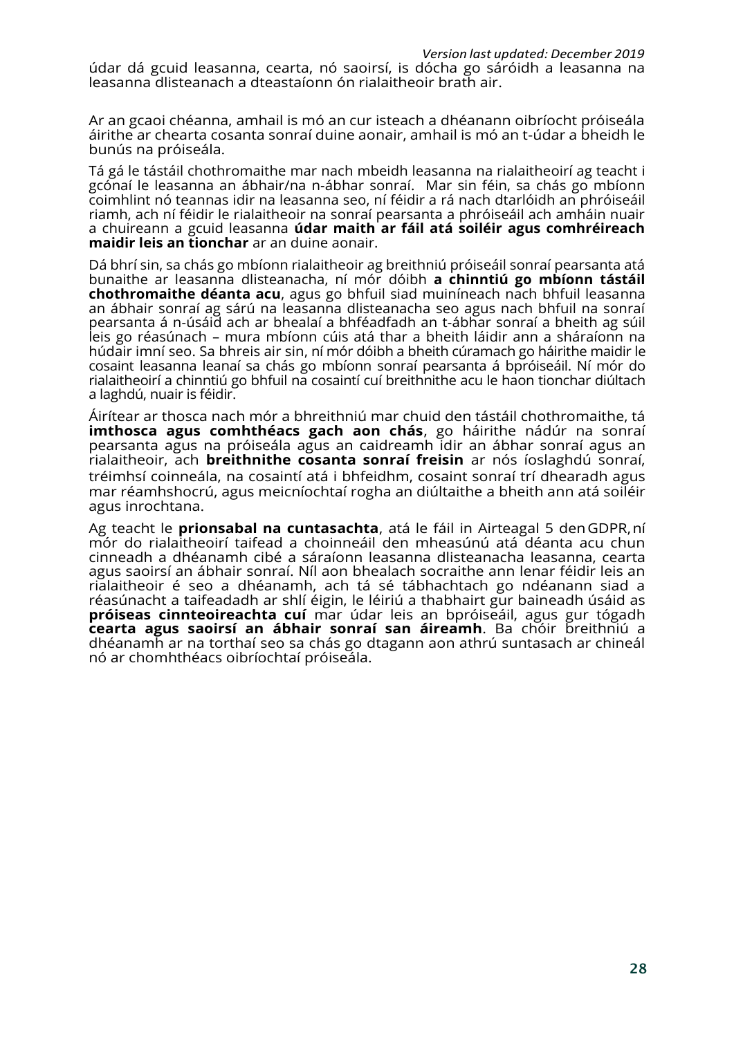údar dá gcuid leasanna, cearta, nó saoirsí, is dócha go sáróidh a leasanna na leasanna dlisteanach a dteastaíonn ón rialaitheoir brath air.

Ar an gcaoi chéanna, amhail is mó an cur isteach a dhéanann oibríocht próiseála áirithe ar chearta cosanta sonraí duine aonair, amhail is mó an t-údar a bheidh le bunús na próiseála.

Tá gá le tástáil chothromaithe mar nach mbeidh leasanna na rialaitheoirí ag teacht i gcónaí le leasanna an ábhair/na n-ábhar sonraí. Mar sin féin, sa chás go mbíonn coimhlint nó teannas idir na leasanna seo, ní féidir a rá nach dtarlóidh an phróiseáil riamh, ach ní féidir le rialaitheoir na sonraí pearsanta a phróiseáil ach amháin nuair a chuireann a gcuid leasanna **údar maith ar fáil atá soiléir agus comhréireach maidir leis an tionchar** ar an duine aonair.

Dá bhrí sin, sa chás go mbíonn rialaitheoir ag breithniú próiseáil sonraí pearsanta atá bunaithe ar leasanna dlisteanacha, ní mór dóibh **a chinntiú go mbíonn tástáil chothromaithe déanta acu**, agus go bhfuil siad muiníneach nach bhfuil leasanna an ábhair sonraí ag sárú na leasanna dlisteanacha seo agus nach bhfuil na sonraí pearsanta á n-úsáid ach ar bhealaí a bhféadfadh an t-ábhar sonraí a bheith ag súil leis go réasúnach – mura mbíonn cúis atá thar a bheith láidir ann a sháraíonn na húdair imní seo. Sa bhreis air sin, ní mór dóibh a bheith cúramach go háirithe maidir le cosaint leasanna leanaí sa chás go mbíonn sonraí pearsanta á bpróiseáil. Ní mór do rialaitheoirí a chinntiú go bhfuil na cosaintí cuí breithnithe acu le haon tionchar diúltach a laghdú, nuair is féidir.

Áirítear ar thosca nach mór a bhreithniú mar chuid den tástáil chothromaithe, tá **imthosca agus comhthéacs gach aon chás**, go háirithe nádúr na sonraí pearsanta agus na próiseála agus an caidreamh idir an ábhar sonraí agus an rialaitheoir, ach **breithnithe cosanta sonraí freisin** ar nós íoslaghdú sonraí, tréimhsí coinneála, na cosaintí atá i bhfeidhm, cosaint sonraí trí dhearadh agus mar réamhshocrú, agus meicníochtaí rogha an diúltaithe a bheith ann atá soiléir agus inrochtana.

Ag teacht le **prionsabal na cuntasachta**, atá le fáil in Airteagal 5 den GDPR, ní mór do rialaitheoirí taifead a choinneáil den mheasúnú atá déanta acu chun cinneadh a dhéanamh cibé a sáraíonn leasanna dlisteanacha leasanna, cearta agus saoirsí an ábhair sonraí. Níl aon bhealach socraithe ann lenar féidir leis an rialaitheoir é seo a dhéanamh, ach tá sé tábhachtach go ndéanann siad a réasúnacht a taifeadadh ar shlí éigin, le léiriú a thabhairt gur baineadh úsáid as **próiseas cinnteoireachta cuí** mar údar leis an bpróiseáil, agus gur tógadh **cearta agus saoirsí an ábhair sonraí san áireamh**. Ba chóir breithniú a dhéanamh ar na torthaí seo sa chás go dtagann aon athrú suntasach ar chineál nó ar chomhthéacs oibríochtaí próiseála.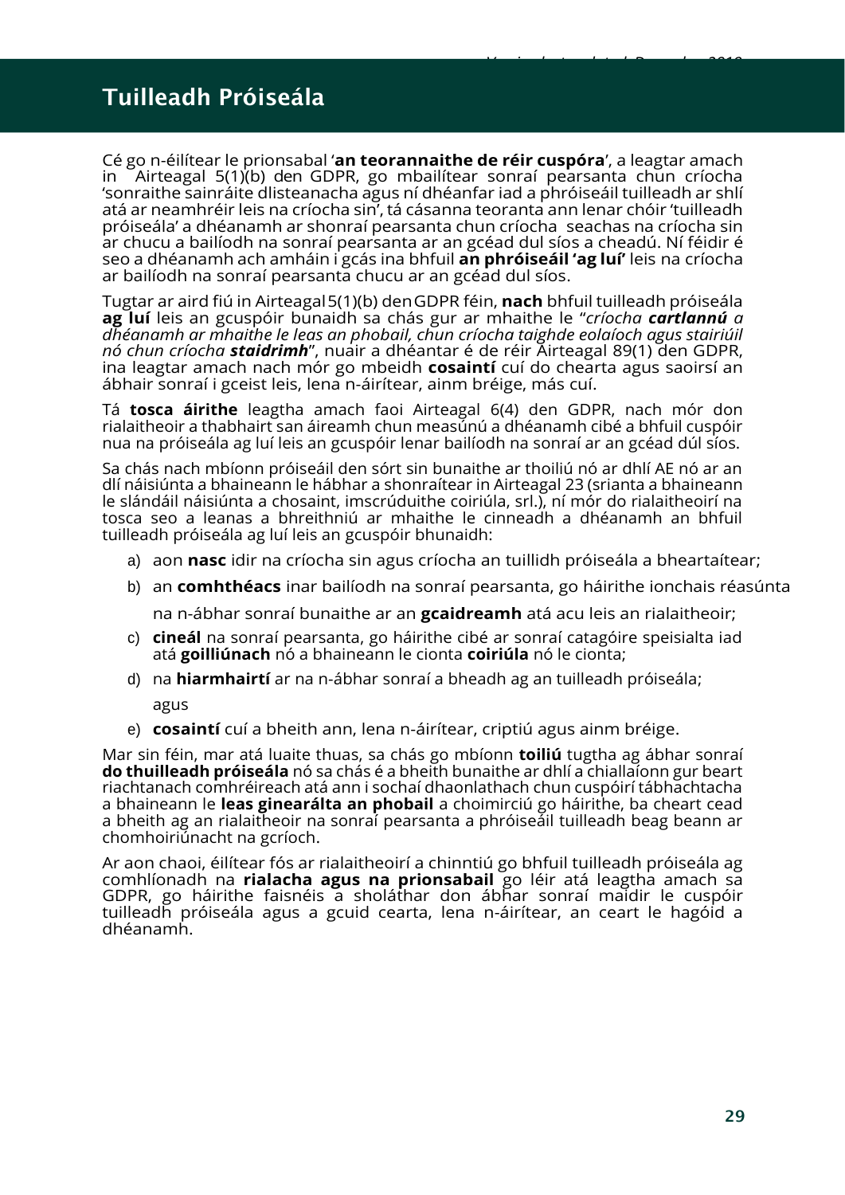# Tuilleadh Próiseála

Cé go n-éilítear le prionsabal '**an teorannaithe de réir cuspóra**', a leagtar amach in Airteagal 5(1)(b) den GDPR, go mbailítear sonraí pearsanta chun críocha 'sonraithe sainráite dlisteanacha agus ní dhéanfar iad a phróiseáil tuilleadh ar shlí atá ar neamhréir leis na críocha sin', tá cásanna teoranta ann lenar chóir 'tuilleadh próiseála' a dhéanamh ar shonraí pearsanta chun críocha seachas na críocha sin ar chucu a bailíodh na sonraí pearsanta ar an gcéad dul síos a cheadú. Ní féidir é seo a dhéanamh ach amháin i gcás ina bhfuil **an phróiseáil 'ag luí'** leis na críocha ar bailíodh na sonraí pearsanta chucu ar an gcéad dul síos.

Tugtar ar aird fiú in Airteagal 5(1)(b) den GDPR féin, **nach** bhfuil tuilleadh próiseála **ag luí** leis an gcuspóir bunaidh sa chás gur ar mhaithe le "*críocha **cartlannú** a dhéanamh ar mhaithe le leas an phobail, chun críocha taighde eolaíoch agus stairiúil nó chun críocha **staidrimh***", nuair a dhéantar é de réir Airteagal 89(1) den GDPR, ina leagtar amach nach mór go mbeidh **cosaintí** cuí do chearta agus saoirsí an ábhair sonraí i gceist leis, lena n-áirítear, ainm bréige, más cuí.

Tá **tosca áirithe** leagtha amach faoi Airteagal 6(4) den GDPR, nach mór don rialaitheoir a thabhairt san áireamh chun measúnú a dhéanamh cibé a bhfuil cuspóir nua na próiseála ag luí leis an gcuspóir lenar bailíodh na sonraí ar an gcéad dúl síos.

Sa chás nach mbíonn próiseáil den sórt sin bunaithe ar thoiliú nó ar dhlí AE nó ar an dlí náisiúnta a bhaineann le hábhar a shonraítear in Airteagal 23 (srianta a bhaineann le slándáil náisiúnta a chosaint, imscrúduithe coiriúla, srl.), ní mór do rialaitheoirí na tosca seo a leanas a bhreithniú ar mhaithe le cinneadh a dhéanamh an bhfuil tuilleadh próiseála ag luí leis an gcuspóir bhunaidh:

a) aon **nasc** idir na críocha sin agus críocha an tuillidh próiseála a bheartaítear;

b) an **comhthéacs** inar bailíodh na sonraí pearsanta, go háirithe ionchais réasúnta na n-ábhar sonraí bunaithe ar an **gcaidreamh** atá acu leis an rialaitheoir;

c) **cineál** na sonraí pearsanta, go háirithe cibé ar sonraí catagóire speisialta iad atá **goilliúnach** nó a bhaineann le cionta **coiriúla** nó le cionta;

d) na **hiarmhairtí** ar na n-ábhar sonraí a bheadh ag an tuilleadh próiseála; agus

e) **cosaintí** cuí a bheith ann, lena n-áirítear, criptiú agus ainm bréige.

Mar sin féin, mar atá luaite thuas, sa chás go mbíonn **toiliú** tugtha ag ábhar sonraí **do thuilleadh próiseála** nó sa chás é a bheith bunaithe ar dhlí a chiallaíonn gur beart riachtanach comhréireach atá ann i sochaí dhaonlathach chun cuspóirí tábhachtacha a bhaineann le **leas ginearálta an phobail** a choimirciú go háirithe, ba cheart cead a bheith ag an rialaitheoir na sonraí pearsanta a phróiseáil tuilleadh beag beann ar chomhoiriúnacht na gcríoch.

Ar aon chaoi, éilítear fós ar rialaitheoirí a chinntiú go bhfuil tuilleadh próiseála ag comhlíonadh na **rialacha agus na prionsabail** go léir atá leagtha amach sa GDPR, go háirithe faisnéis a sholáthar don ábhar sonraí maidir le cuspóir tuilleadh próiseála agus a gcuid cearta, lena n-áirítear, an ceart le hagóid a dhéanamh.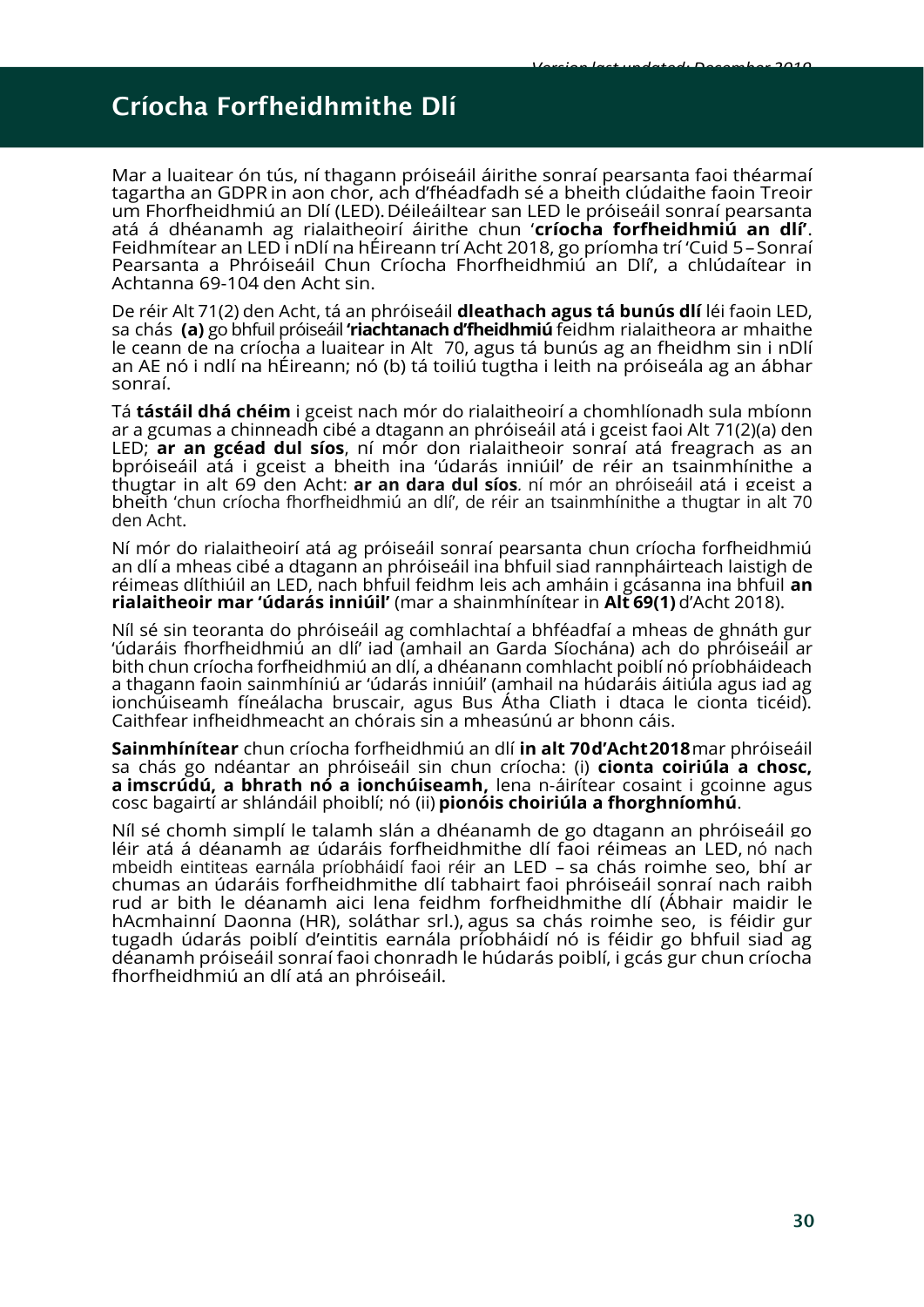# Críocha Forfheidhmithe Dlí

Mar a luaitear ón tús, ní thagann próiseáil áirithe sonraí pearsanta faoi théarmaí tagartha an GDPR in aon chor, ach d'fhéadfadh sé a bheith clúdaithe faoin Treoir um Fhorfheidhmiú an Dlí (LED). Déileáiltear san LED le próiseáil sonraí pearsanta atá á dhéanamh ag rialaitheoirí áirithe chun '**críocha forfheidhmiú an dlí'**. Feidhmítear an LED i nDlí na hÉireann trí Acht 2018, go príomha trí 'Cuid 5 – Sonraí Pearsanta a Phróiseáil Chun Críocha Fhorfheidhmiú an Dlí', a chlúdaítear in Achtanna 69-104 den Acht sin.

De réir Alt 71(2) den Acht, tá an phróiseáil **dleathach agus tá bunús dlí** léi faoin LED, sa chás **(a)** go bhfuil próiseáil **'riachtanach d'fheidhmiú** feidhm rialaitheora ar mhaithe le ceann de na críocha a luaitear in Alt 70, agus tá bunús ag an fheidhm sin i nDlí an AE nó i ndlí na hÉireann; nó (b) tá toiliú tugtha i leith na próiseála ag an ábhar sonraí.

Tá **tástáil dhá chéim** i gceist nach mór do rialaitheoirí a chomhlíonadh sula mbíonn ar a gcumas a chinneadh cibé a dtagann an phróiseáil atá i gceist faoi Alt 71(2)(a) den LED; **ar an gcéad dul síos**, ní mór don rialaitheoir sonraí atá freagrach as an bpróiseáil atá i gceist a bheith ina 'údarás inniúil' de réir an tsainmhínithe a thugtar in alt 69 den Acht; **ar an dara dul síos**, ní mór an phróiseáil atá i gceist a bheith 'chun críocha fhorfheidhmiú an dlí', de réir an tsainmhínithe a thugtar in alt 70 den Acht.

Ní mór do rialaitheoirí atá ag próiseáil sonraí pearsanta chun críocha forfheidhmiú an dlí a mheas cibé a dtagann an phróiseáil ina bhfuil siad rannpháirteach laistigh de réimeas dlíthiúil an LED, nach bhfuil feidhm leis ach amháin i gcásanna ina bhfuil **an rialaitheoir mar 'údarás inniúil'** (mar a shainmhínítear in **Alt 69(1)** d'Acht 2018).

Níl sé sin teoranta do phróiseáil ag comhlachtaí a bhféadfaí a mheas de ghnáth gur 'údaráis fhorfheidhmiú an dlí' iad (amhail an Garda Síochána) ach do phróiseáil ar bith chun críocha forfheidhmiú an dlí, a dhéanann comhlacht poiblí nó príobháideach a thagann faoin sainmhíniú ar 'údarás inniúil' (amhail na húdaráis áitiúla agus iad ag ionchúiseamh fíneálacha bruscair, agus Bus Átha Cliath i dtaca le cionta ticéid). Caithfear infheidhmeacht an chórais sin a mheasúnú ar bhonn cáis.

**Sainmhínítear** chun críocha forfheidhmiú an dlí **in alt 70 d'Acht 2018** mar phróiseáil sa chás go ndéantar an phróiseáil sin chun críocha: (i) **cionta coiriúla a chosc, a imscrúdú, a bhrath nó a ionchúiseamh,** lena n-áirítear cosaint i gcoinne agus cosc bagairtí ar shlándáil phoiblí; nó (ii) **pionóis choiriúla a fhorghníomhú**.

Níl sé chomh simplí le talamh slán a dhéanamh de go dtagann an phróiseáil go léir atá á déanamh ag údaráis forfheidhmithe dlí faoi réimeas an LED, nó nach mbeidh eintiteas earnála príobháidí faoi réir an LED – sa chás roimhe seo, bhí ar chumas an údaráis forfheidhmithe dlí tabhairt faoi phróiseáil sonraí nach raibh rud ar bith le déanamh aici lena feidhm forfheidhmithe dlí (Ábhair maidir le hAcmhainní Daonna (HR), soláthar srl.), agus sa chás roimhe seo, is féidir gur tugadh údarás poiblí d'eintitis earnála príobháidí nó is féidir go bhfuil siad ag déanamh próiseáil sonraí faoi chonradh le húdarás poiblí, i gcás gur chun críocha fhorfheidhmiú an dlí atá an phróiseáil.